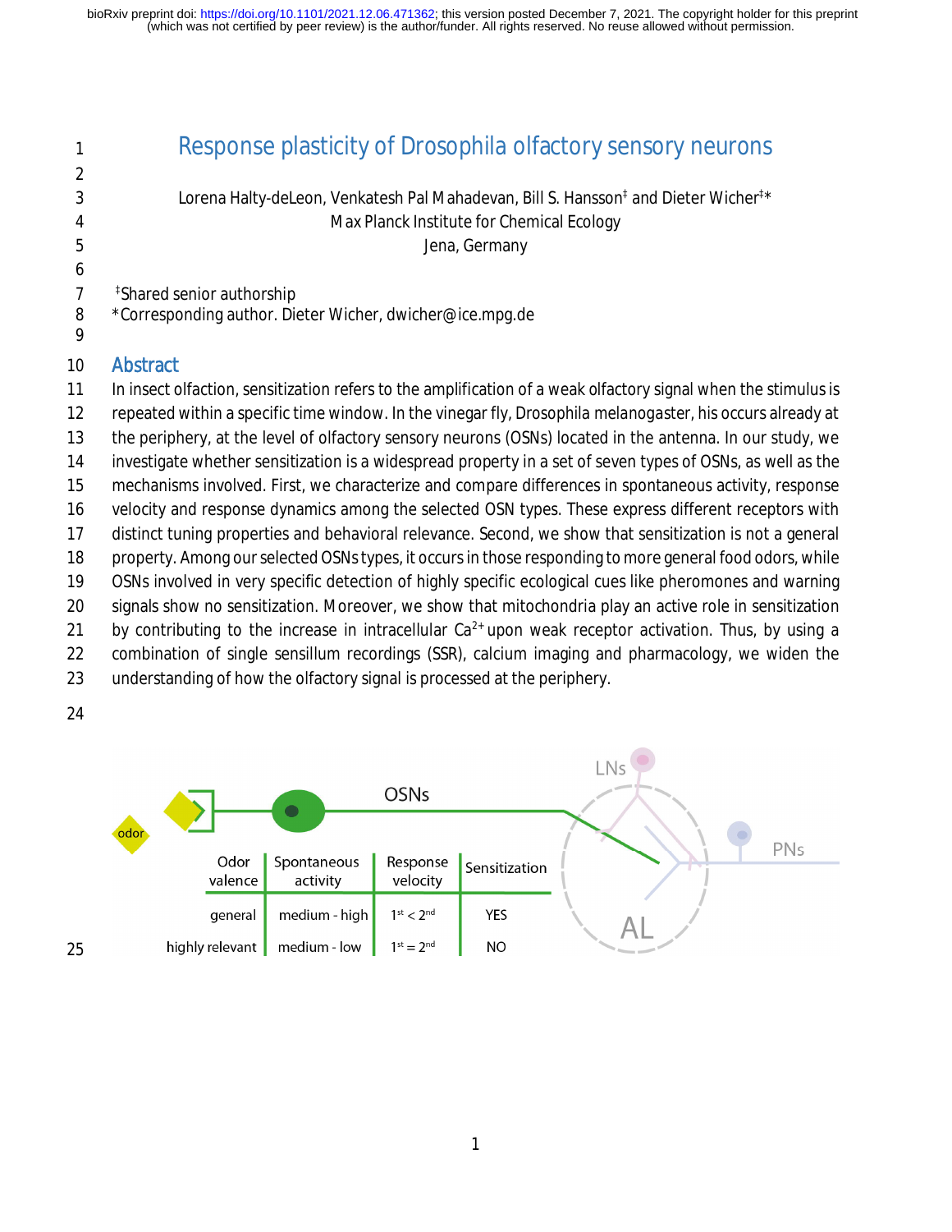# Response plasticity of Drosophila olfactory sensory neurons

Lorena Halty-deLeon, Venkatesh Pal Mahadevan, Bill S. Hansson[‡] and Dieter Wicher[‡]*

Max Planck Institute for Chemical Ecology

Jena, Germany

[‡]Shared senior authorship

*Corresponding author. Dieter Wicher, dwicher@ice.mpg.de

## Abstract

In insect olfaction, sensitization refers to the amplification of a weak olfactory signal when the stimulus is repeated within a specific time window. In the vinegar fly, Drosophila melanogaster, his occurs already at the periphery, at the level of olfactory sensory neurons (OSNs) located in the antenna. In our study, we investigate whether sensitization is a widespread property in a set of seven types of OSNs, as well as the mechanisms involved. First, we characterize and compare differences in spontaneous activity, response velocity and response dynamics among the selected OSN types. These express different receptors with distinct tuning properties and behavioral relevance. Second, we show that sensitization is not a general property. Among our selected OSNs types, it occurs in those responding to more general food odors, while OSNs involved in very specific detection of highly specific ecological cues like pheromones and warning signals show no sensitization. Moreover, we show that mitochondria play an active role in sensitization by contributing to the increase in intracellular $Ca^{2+}$ upon weak receptor activation. Thus, by using a combination of single sensillum recordings (SSR), calcium imaging and pharmacology, we widen the understanding of how the olfactory signal is processed at the periphery.

| Odor valence | Spontaneous activity | Response velocity | Sensitization |
|---|---|---|---|
| general | medium - high | $1^{st} < 2^{nd}$ | YES |
| highly relevant | medium - low | $1^{st} = 2^{nd}$ | NO |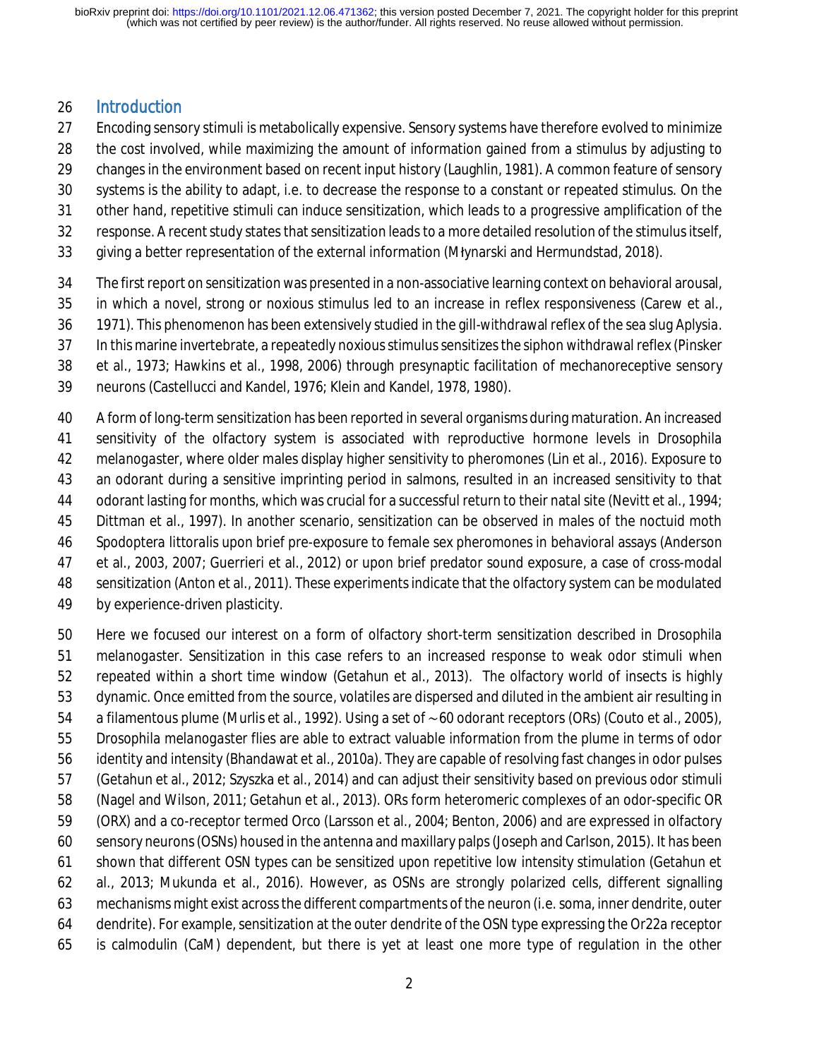## Introduction

Encoding sensory stimuli is metabolically expensive. Sensory systems have therefore evolved to minimize the cost involved, while maximizing the amount of information gained from a stimulus by adjusting to changes in the environment based on recent input history (Laughlin, 1981). A common feature of sensory systems is the ability to adapt, i.e. to decrease the response to a constant or repeated stimulus. On the other hand, repetitive stimuli can induce sensitization, which leads to a progressive amplification of the response. A recent study states that sensitization leads to a more detailed resolution of the stimulus itself, giving a better representation of the external information (Młynarski and Hermundstad, 2018).

The first report on sensitization was presented in a non-associative learning context on behavioral arousal, in which a novel, strong or noxious stimulus led to an increase in reflex responsiveness (Carew et al., 1971). This phenomenon has been extensively studied in the gill-withdrawal reflex of the sea slug *Aplysia*. In this marine invertebrate, a repeatedly noxious stimulus sensitizes the siphon withdrawal reflex (Pinsker et al., 1973; Hawkins et al., 1998, 2006) through presynaptic facilitation of mechanoreceptive sensory neurons (Castellucci and Kandel, 1976; Klein and Kandel, 1978, 1980).

A form of long-term sensitization has been reported in several organisms during maturation. An increased sensitivity of the olfactory system is associated with reproductive hormone levels in *Drosophila melanogaster*, where older males display higher sensitivity to pheromones (Lin et al., 2016). Exposure to an odorant during a sensitive imprinting period in salmons, resulted in an increased sensitivity to that odorant lasting for months, which was crucial for a successful return to their natal site (Nevitt et al., 1994; Dittman et al., 1997). In another scenario, sensitization can be observed in males of the noctuid moth *Spodoptera littoralis* upon brief pre-exposure to female sex pheromones in behavioral assays (Anderson et al., 2003, 2007; Guerrieri et al., 2012) or upon brief predator sound exposure, a case of cross-modal sensitization (Anton et al., 2011). These experiments indicate that the olfactory system can be modulated by experience-driven plasticity.

Here we focused our interest on a form of olfactory short-term sensitization described in *Drosophila melanogaster*. Sensitization in this case refers to an increased response to weak odor stimuli when repeated within a short time window (Getahun et al., 2013). The olfactory world of insects is highly dynamic. Once emitted from the source, volatiles are dispersed and diluted in the ambient air resulting in a filamentous plume (Murlis et al., 1992). Using a set of ~60 odorant receptors (ORs) (Couto et al., 2005), *Drosophila melanogaster* flies are able to extract valuable information from the plume in terms of odor identity and intensity (Bhandawat et al., 2010a). They are capable of resolving fast changes in odor pulses (Getahun et al., 2012; Szyszka et al., 2014) and can adjust their sensitivity based on previous odor stimuli (Nagel and Wilson, 2011; Getahun et al., 2013). ORs form heteromeric complexes of an odor-specific OR (ORX) and a co-receptor termed Orco (Larsson et al., 2004; Benton, 2006) and are expressed in olfactory sensory neurons (OSNs) housed in the antenna and maxillary palps (Joseph and Carlson, 2015). It has been shown that different OSN types can be sensitized upon repetitive low intensity stimulation (Getahun et al., 2013; Mukunda et al., 2016). However, as OSNs are strongly polarized cells, different signalling mechanisms might exist across the different compartments of the neuron (i.e. soma, inner dendrite, outer dendrite). For example, sensitization at the outer dendrite of the OSN type expressing the Or22a receptor is calmodulin (CaM) dependent, but there is yet at least one more type of regulation in the other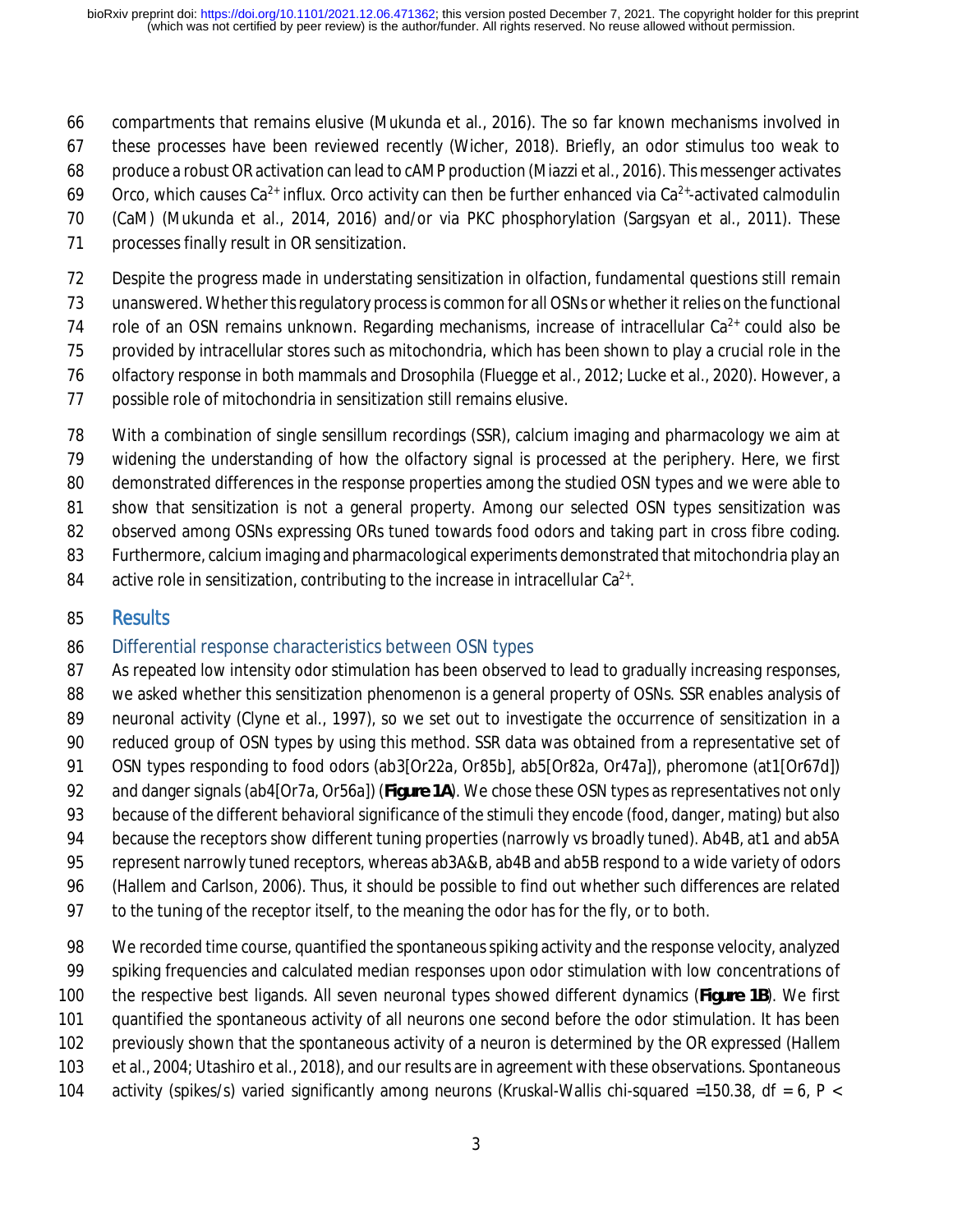compartments that remains elusive (Mukunda et al., 2016). The so far known mechanisms involved in these processes have been reviewed recently (Wicher, 2018). Briefly, an odor stimulus too weak to produce a robust OR activation can lead to cAMP production (Miazzi et al., 2016). This messenger activates Orco, which causes $Ca^{2+}$ influx. Orco activity can then be further enhanced via $Ca^{2+}$-activated calmodulin (CaM) (Mukunda et al., 2014, 2016) and/or via PKC phosphorylation (Sargsyan et al., 2011). These processes finally result in OR sensitization.

Despite the progress made in understating sensitization in olfaction, fundamental questions still remain unanswered. Whether this regulatory process is common for all OSNs or whether it relies on the functional role of an OSN remains unknown. Regarding mechanisms, increase of intracellular $Ca^{2+}$ could also be provided by intracellular stores such as mitochondria, which has been shown to play a crucial role in the olfactory response in both mammals and Drosophila (Fluegge et al., 2012; Lucke et al., 2020). However, a possible role of mitochondria in sensitization still remains elusive.

With a combination of single sensillum recordings (SSR), calcium imaging and pharmacology we aim at widening the understanding of how the olfactory signal is processed at the periphery. Here, we first demonstrated differences in the response properties among the studied OSN types and we were able to show that sensitization is not a general property. Among our selected OSN types sensitization was observed among OSNs expressing ORs tuned towards food odors and taking part in cross fibre coding. Furthermore, calcium imaging and pharmacological experiments demonstrated that mitochondria play an active role in sensitization, contributing to the increase in intracellular $Ca^{2+}$.

## Results

### Differential response characteristics between OSN types

As repeated low intensity odor stimulation has been observed to lead to gradually increasing responses, we asked whether this sensitization phenomenon is a general property of OSNs. SSR enables analysis of neuronal activity (Clyne et al., 1997), so we set out to investigate the occurrence of sensitization in a reduced group of OSN types by using this method. SSR data was obtained from a representative set of OSN types responding to food odors (ab3[Or22a, Or85b], ab5[Or82a, Or47a]), pheromone (at1[Or67d]) and danger signals (ab4[Or7a, Or56a]) (**Figure 1A**). We chose these OSN types as representatives not only because of the different behavioral significance of the stimuli they encode (food, danger, mating) but also because the receptors show different tuning properties (narrowly vs broadly tuned). Ab4B, at1 and ab5A represent narrowly tuned receptors, whereas ab3A&B, ab4B and ab5B respond to a wide variety of odors (Hallem and Carlson, 2006). Thus, it should be possible to find out whether such differences are related to the tuning of the receptor itself, to the meaning the odor has for the fly, or to both.

We recorded time course, quantified the spontaneous spiking activity and the response velocity, analyzed spiking frequencies and calculated median responses upon odor stimulation with low concentrations of the respective best ligands. All seven neuronal types showed different dynamics (**Figure 1B**). We first quantified the spontaneous activity of all neurons one second before the odor stimulation. It has been previously shown that the spontaneous activity of a neuron is determined by the OR expressed (Hallem et al., 2004; Utashiro et al., 2018), and our results are in agreement with these observations. Spontaneous activity (spikes/s) varied significantly among neurons (Kruskal-Wallis chi-squared =150.38, df = 6, P <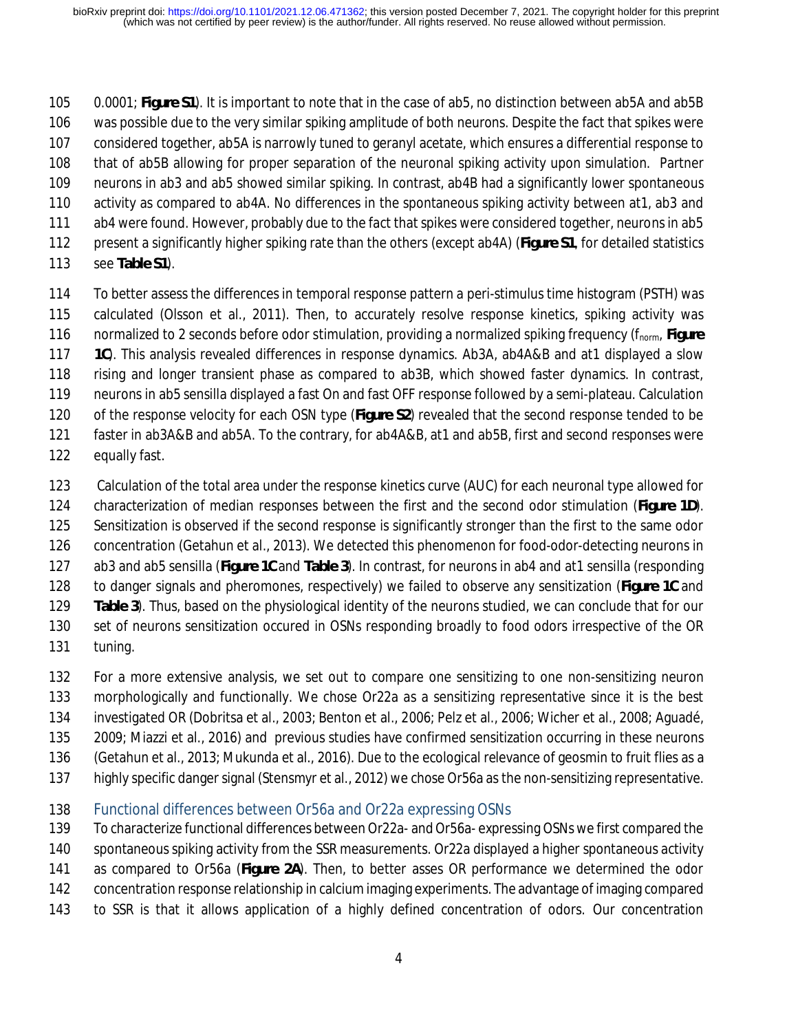0.0001; **Figure S1**). It is important to note that in the case of ab5, no distinction between ab5A and ab5B was possible due to the very similar spiking amplitude of both neurons. Despite the fact that spikes were considered together, ab5A is narrowly tuned to geranyl acetate, which ensures a differential response to that of ab5B allowing for proper separation of the neuronal spiking activity upon simulation. Partner neurons in ab3 and ab5 showed similar spiking. In contrast, ab4B had a significantly lower spontaneous activity as compared to ab4A. No differences in the spontaneous spiking activity between at1, ab3 and ab4 were found. However, probably due to the fact that spikes were considered together, neurons in ab5 present a significantly higher spiking rate than the others (except ab4A) (**Figure S1**, for detailed statistics see **Table S1**).

To better assess the differences in temporal response pattern a peri-stimulus time histogram (PSTH) was calculated (Olsson et al., 2011). Then, to accurately resolve response kinetics, spiking activity was normalized to 2 seconds before odor stimulation, providing a normalized spiking frequency ($f_{norm}$, **Figure 1C**). This analysis revealed differences in response dynamics. Ab3A, ab4A&B and at1 displayed a slow rising and longer transient phase as compared to ab3B, which showed faster dynamics. In contrast, neurons in ab5 sensilla displayed a fast On and fast OFF response followed by a semi-plateau. Calculation of the response velocity for each OSN type (**Figure S2**) revealed that the second response tended to be faster in ab3A&B and ab5A. To the contrary, for ab4A&B, at1 and ab5B, first and second responses were equally fast.

Calculation of the total area under the response kinetics curve (AUC) for each neuronal type allowed for characterization of median responses between the first and the second odor stimulation (**Figure 1D**). Sensitization is observed if the second response is significantly stronger than the first to the same odor concentration (Getahun et al., 2013). We detected this phenomenon for food-odor-detecting neurons in ab3 and ab5 sensilla (**Figure 1C** and **Table 3**). In contrast, for neurons in ab4 and at1 sensilla (responding to danger signals and pheromones, respectively) we failed to observe any sensitization (**Figure 1C** and **Table 3**). Thus, based on the physiological identity of the neurons studied, we can conclude that for our set of neurons sensitization occured in OSNs responding broadly to food odors irrespective of the OR tuning.

For a more extensive analysis, we set out to compare one sensitizing to one non-sensitizing neuron morphologically and functionally. We chose Or22a as a sensitizing representative since it is the best investigated OR (Dobritsa et al., 2003; Benton et al., 2006; Pelz et al., 2006; Wicher et al., 2008; Aguadé, 2009; Miazzi et al., 2016) and previous studies have confirmed sensitization occurring in these neurons (Getahun et al., 2013; Mukunda et al., 2016). Due to the ecological relevance of geosmin to fruit flies as a highly specific danger signal (Stensmyr et al., 2012) we chose Or56a as the non-sensitizing representative.

## Functional differences between Or56a and Or22a expressing OSNs

To characterize functional differences between Or22a- and Or56a- expressing OSNs we first compared the spontaneous spiking activity from the SSR measurements. Or22a displayed a higher spontaneous activity as compared to Or56a (**Figure 2A**). Then, to better asses OR performance we determined the odor concentration response relationship in calcium imaging experiments. The advantage of imaging compared to SSR is that it allows application of a highly defined concentration of odors. Our concentration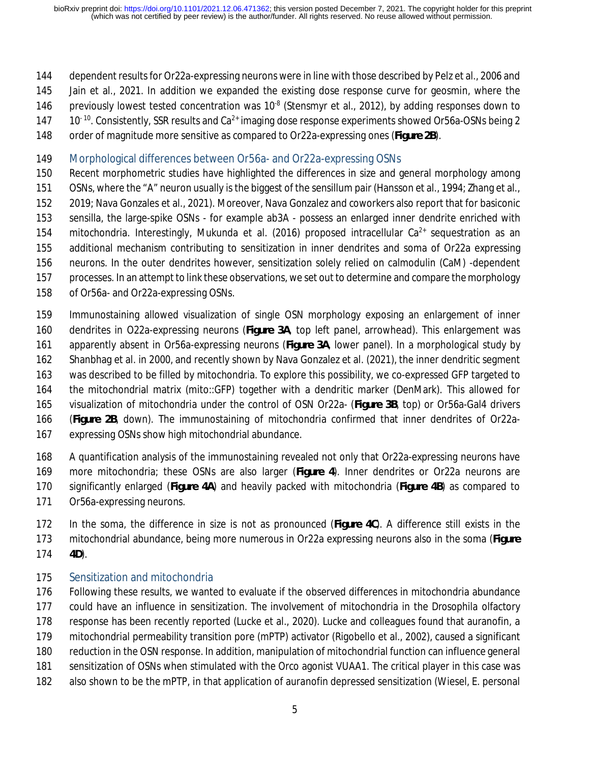dependent results for Or22a-expressing neurons were in line with those described by Pelz et al., 2006 and Jain et al., 2021. In addition we expanded the existing dose response curve for geosmin, where the previously lowest tested concentration was $10^{-8}$ (Stensmyr et al., 2012), by adding responses down to $10^{-10}$. Consistently, SSR results and $Ca^{2+}$ imaging dose response experiments showed Or56a-OSNs being 2 order of magnitude more sensitive as compared to Or22a-expressing ones (**Figure 2B**).

## Morphological differences between Or56a- and Or22a-expressing OSNs

Recent morphometric studies have highlighted the differences in size and general morphology among OSNs, where the "A" neuron usually is the biggest of the sensillum pair (Hansson et al., 1994; Zhang et al., 2019; Nava Gonzales et al., 2021). Moreover, Nava Gonzalez and coworkers also report that for basiconic sensilla, the large-spike OSNs - for example ab3A - possess an enlarged inner dendrite enriched with mitochondria. Interestingly, Mukunda et al. (2016) proposed intracellular $Ca^{2+}$ sequestration as an additional mechanism contributing to sensitization in inner dendrites and soma of Or22a expressing neurons. In the outer dendrites however, sensitization solely relied on calmodulin (CaM) -dependent processes. In an attempt to link these observations, we set out to determine and compare the morphology of Or56a- and Or22a-expressing OSNs.

Immunostaining allowed visualization of single OSN morphology exposing an enlargement of inner dendrites in O22a-expressing neurons (**Figure 3A**, top left panel, arrowhead). This enlargement was apparently absent in Or56a-expressing neurons (**Figure 3A**, lower panel). In a morphological study by Shanbhag et al. in 2000, and recently shown by Nava Gonzalez et al. (2021), the inner dendritic segment was described to be filled by mitochondria. To explore this possibility, we co-expressed GFP targeted to the mitochondrial matrix (mito::GFP) together with a dendritic marker (DenMark). This allowed for visualization of mitochondria under the control of OSN Or22a- (**Figure 3B**, top) or Or56a-Gal4 drivers (**Figure 2B**, down). The immunostaining of mitochondria confirmed that inner dendrites of Or22a-expressing OSNs show high mitochondrial abundance.

A quantification analysis of the immunostaining revealed not only that Or22a-expressing neurons have more mitochondria; these OSNs are also larger (**Figure 4**). Inner dendrites or Or22a neurons are significantly enlarged (**Figure 4A**) and heavily packed with mitochondria (**Figure 4B**) as compared to Or56a-expressing neurons.

In the soma, the difference in size is not as pronounced (**Figure 4C**). A difference still exists in the mitochondrial abundance, being more numerous in Or22a expressing neurons also in the soma (**Figure 4D**).

## Sensitization and mitochondria

Following these results, we wanted to evaluate if the observed differences in mitochondria abundance could have an influence in sensitization. The involvement of mitochondria in the Drosophila olfactory response has been recently reported (Lucke et al., 2020). Lucke and colleagues found that auranofin, a mitochondrial permeability transition pore (mPTP) activator (Rigobello et al., 2002), caused a significant reduction in the OSN response. In addition, manipulation of mitochondrial function can influence general sensitization of OSNs when stimulated with the Orco agonist VUAA1. The critical player in this case was also shown to be the mPTP, in that application of auranofin depressed sensitization (Wiesel, E. personal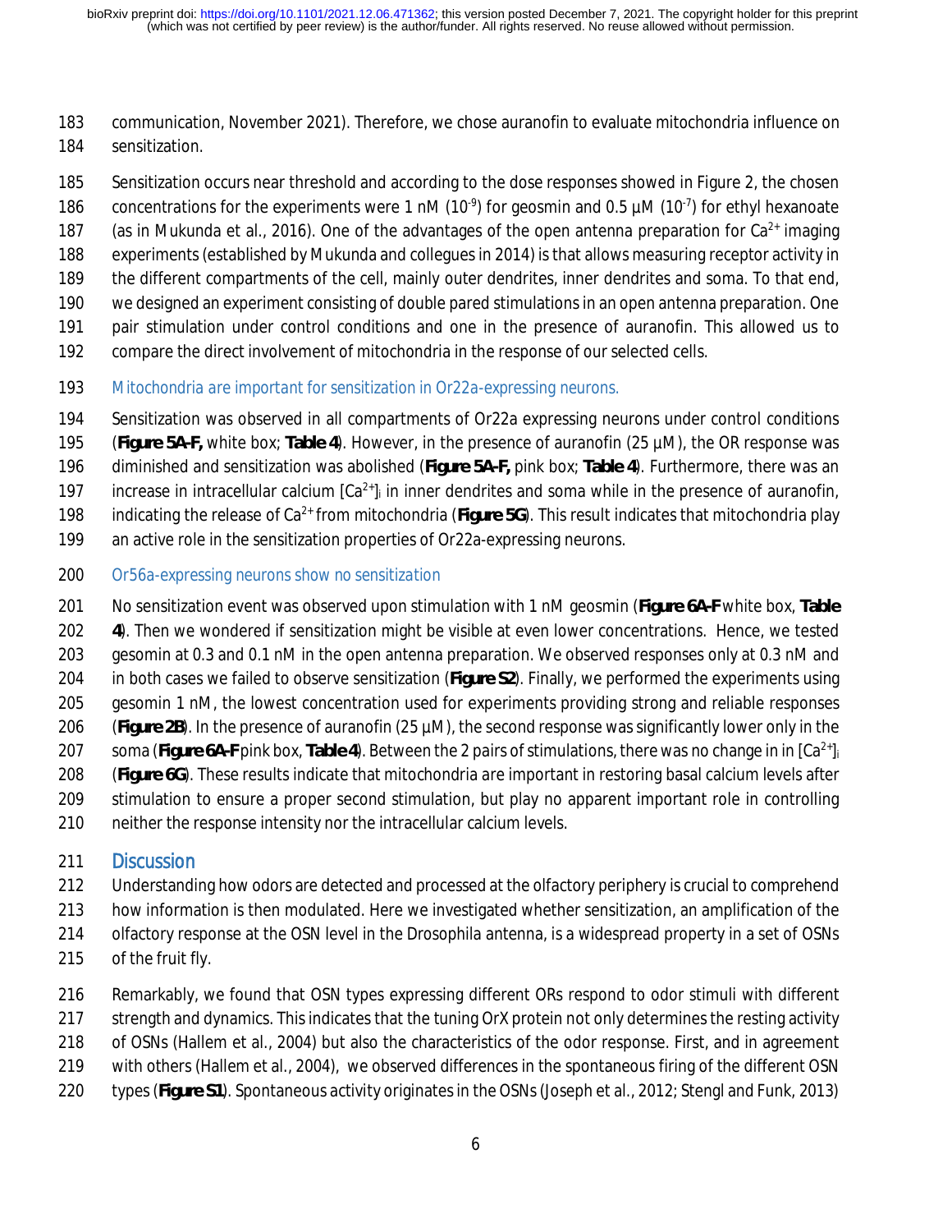communication, November 2021). Therefore, we chose auranofin to evaluate mitochondria influence on sensitization.

Sensitization occurs near threshold and according to the dose responses showed in Figure 2, the chosen concentrations for the experiments were 1 nM ($10^{-9}$) for geosmin and 0.5 µM ($10^{-7}$) for ethyl hexanoate (as in Mukunda et al., 2016). One of the advantages of the open antenna preparation for $Ca^{2+}$ imaging experiments (established by Mukunda and collegues in 2014) is that allows measuring receptor activity in the different compartments of the cell, mainly outer dendrites, inner dendrites and soma. To that end, we designed an experiment consisting of double pared stimulations in an open antenna preparation. One pair stimulation under control conditions and one in the presence of auranofin. This allowed us to compare the direct involvement of mitochondria in the response of our selected cells.

### Mitochondria are important for sensitization in Or22a-expressing neurons.

Sensitization was observed in all compartments of Or22a expressing neurons under control conditions (**Figure 5A-F,** white box; **Table 4**). However, in the presence of auranofin (25 µM), the OR response was diminished and sensitization was abolished (**Figure 5A-F,** pink box; **Table 4**). Furthermore, there was an increase in intracellular calcium $[Ca^{2+}]_i$ in inner dendrites and soma while in the presence of auranofin, indicating the release of $Ca^{2+}$ from mitochondria (**Figure 5G**). This result indicates that mitochondria play an active role in the sensitization properties of Or22a-expressing neurons.

### Or56a-expressing neurons show no sensitization

No sensitization event was observed upon stimulation with 1 nM geosmin (**Figure 6A-F** white box, **Table 4**). Then we wondered if sensitization might be visible at even lower concentrations. Hence, we tested gesomin at 0.3 and 0.1 nM in the open antenna preparation. We observed responses only at 0.3 nM and in both cases we failed to observe sensitization (**Figure S2**). Finally, we performed the experiments using gesomin 1 nM, the lowest concentration used for experiments providing strong and reliable responses (**Figure 2B**). In the presence of auranofin (25 µM), the second response was significantly lower only in the soma (**Figure 6A-F** pink box, **Table 4**). Between the 2 pairs of stimulations, there was no change in in $[Ca^{2+}]_i$ (**Figure 6G**). These results indicate that mitochondria are important in restoring basal calcium levels after stimulation to ensure a proper second stimulation, but play no apparent important role in controlling neither the response intensity nor the intracellular calcium levels.

## Discussion

Understanding how odors are detected and processed at the olfactory periphery is crucial to comprehend how information is then modulated. Here we investigated whether sensitization, an amplification of the olfactory response at the OSN level in the Drosophila antenna, is a widespread property in a set of OSNs of the fruit fly.

Remarkably, we found that OSN types expressing different ORs respond to odor stimuli with different strength and dynamics. This indicates that the tuning OrX protein not only determines the resting activity of OSNs (Hallem et al., 2004) but also the characteristics of the odor response. First, and in agreement with others (Hallem et al., 2004), we observed differences in the spontaneous firing of the different OSN types (**Figure S1**). Spontaneous activity originates in the OSNs (Joseph et al., 2012; Stengl and Funk, 2013)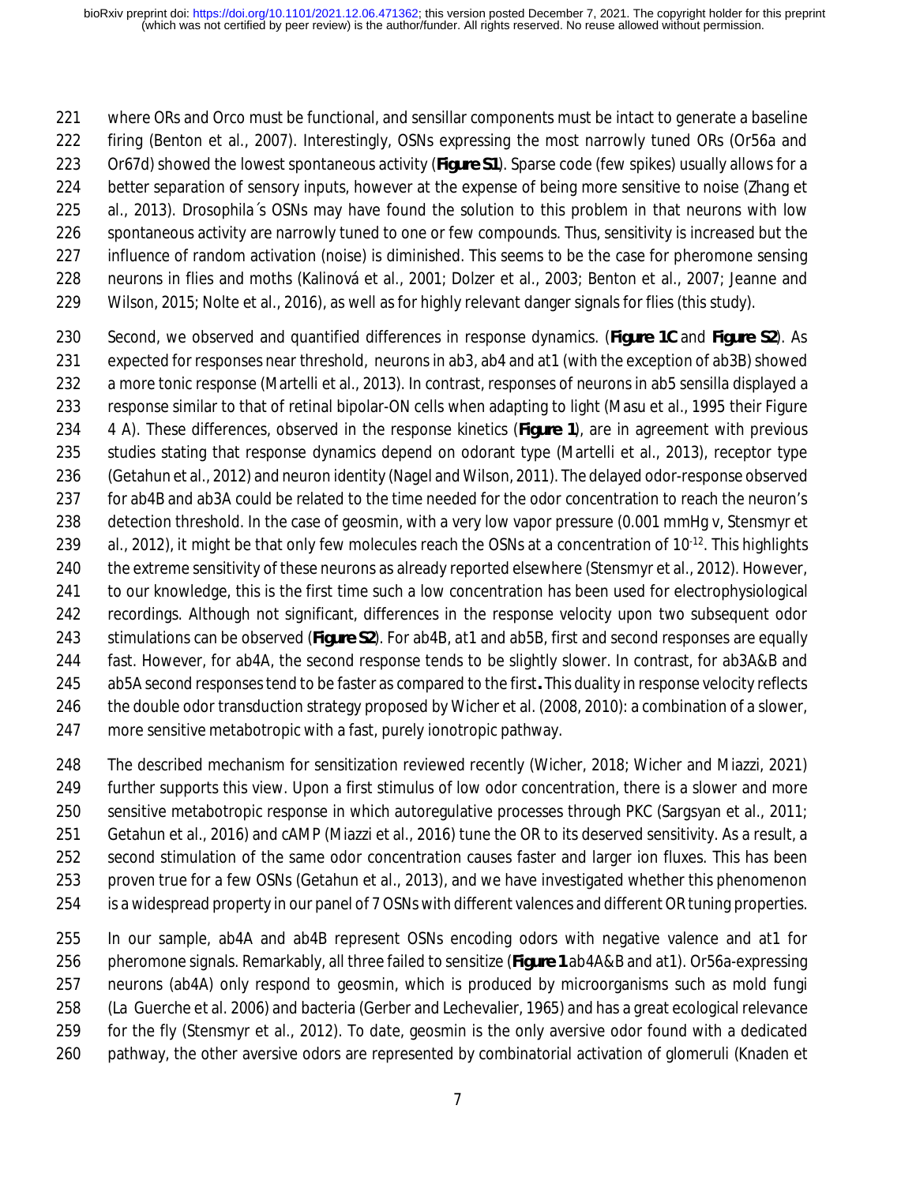where ORs and Orco must be functional, and sensillar components must be intact to generate a baseline firing (Benton et al., 2007). Interestingly, OSNs expressing the most narrowly tuned ORs (Or56a and Or67d) showed the lowest spontaneous activity (**Figure S1**). Sparse code (few spikes) usually allows for a better separation of sensory inputs, however at the expense of being more sensitive to noise (Zhang et al., 2013). Drosophila´s OSNs may have found the solution to this problem in that neurons with low spontaneous activity are narrowly tuned to one or few compounds. Thus, sensitivity is increased but the influence of random activation (noise) is diminished. This seems to be the case for pheromone sensing neurons in flies and moths (Kalinová et al., 2001; Dolzer et al., 2003; Benton et al., 2007; Jeanne and Wilson, 2015; Nolte et al., 2016), as well as for highly relevant danger signals for flies (this study).

Second, we observed and quantified differences in response dynamics. (**Figure 1C** and **Figure S2**). As expected for responses near threshold, neurons in ab3, ab4 and at1 (with the exception of ab3B) showed a more tonic response (Martelli et al., 2013). In contrast, responses of neurons in ab5 sensilla displayed a response similar to that of retinal bipolar-ON cells when adapting to light (Masu et al., 1995 their Figure 4 A). These differences, observed in the response kinetics (**Figure 1**), are in agreement with previous studies stating that response dynamics depend on odorant type (Martelli et al., 2013), receptor type (Getahun et al., 2012) and neuron identity (Nagel and Wilson, 2011). The delayed odor-response observed for ab4B and ab3A could be related to the time needed for the odor concentration to reach the neuron's detection threshold. In the case of geosmin, with a very low vapor pressure (0.001 mmHg v, Stensmyr et al., 2012), it might be that only few molecules reach the OSNs at a concentration of $10^{-12}$. This highlights the extreme sensitivity of these neurons as already reported elsewhere (Stensmyr et al., 2012). However, to our knowledge, this is the first time such a low concentration has been used for electrophysiological recordings. Although not significant, differences in the response velocity upon two subsequent odor stimulations can be observed (**Figure S2**). For ab4B, at1 and ab5B, first and second responses are equally fast. However, for ab4A, the second response tends to be slightly slower. In contrast, for ab3A&B and ab5A second responses tend to be faster as compared to the first**.** This duality in response velocity reflects the double odor transduction strategy proposed by Wicher et al. (2008, 2010): a combination of a slower, more sensitive metabotropic with a fast, purely ionotropic pathway.

The described mechanism for sensitization reviewed recently (Wicher, 2018; Wicher and Miazzi, 2021) further supports this view. Upon a first stimulus of low odor concentration, there is a slower and more sensitive metabotropic response in which autoregulative processes through PKC (Sargsyan et al., 2011; Getahun et al., 2016) and cAMP (Miazzi et al., 2016) tune the OR to its deserved sensitivity. As a result, a second stimulation of the same odor concentration causes faster and larger ion fluxes. This has been proven true for a few OSNs (Getahun et al., 2013), and we have investigated whether this phenomenon is a widespread property in our panel of 7 OSNs with different valences and different OR tuning properties.

In our sample, ab4A and ab4B represent OSNs encoding odors with negative valence and at1 for pheromone signals. Remarkably, all three failed to sensitize (**Figure 1** ab4A&B and at1). Or56a-expressing neurons (ab4A) only respond to geosmin, which is produced by microorganisms such as mold fungi (La Guerche et al. 2006) and bacteria (Gerber and Lechevalier, 1965) and has a great ecological relevance for the fly (Stensmyr et al., 2012). To date, geosmin is the only aversive odor found with a dedicated pathway, the other aversive odors are represented by combinatorial activation of glomeruli (Knaden et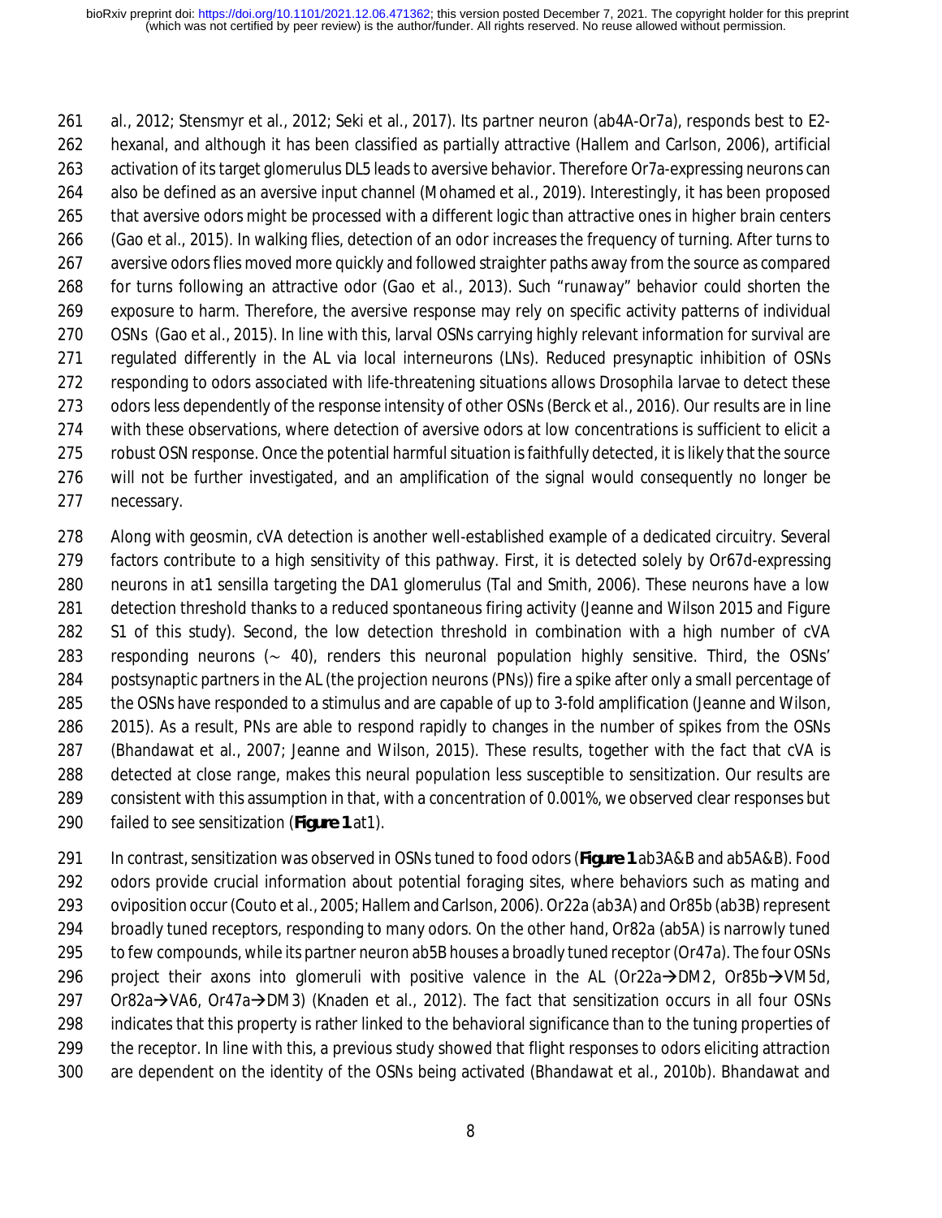al., 2012; Stensmyr et al., 2012; Seki et al., 2017). Its partner neuron (ab4A-Or7a), responds best to E2-hexanal, and although it has been classified as partially attractive (Hallem and Carlson, 2006), artificial activation of its target glomerulus DL5 leads to aversive behavior. Therefore Or7a-expressing neurons can also be defined as an aversive input channel (Mohamed et al., 2019). Interestingly, it has been proposed that aversive odors might be processed with a different logic than attractive ones in higher brain centers (Gao et al., 2015). In walking flies, detection of an odor increases the frequency of turning. After turns to aversive odors flies moved more quickly and followed straighter paths away from the source as compared for turns following an attractive odor (Gao et al., 2013). Such "runaway" behavior could shorten the exposure to harm. Therefore, the aversive response may rely on specific activity patterns of individual OSNs (Gao et al., 2015). In line with this, larval OSNs carrying highly relevant information for survival are regulated differently in the AL via local interneurons (LNs). Reduced presynaptic inhibition of OSNs responding to odors associated with life-threatening situations allows Drosophila larvae to detect these odors less dependently of the response intensity of other OSNs (Berck et al., 2016). Our results are in line with these observations, where detection of aversive odors at low concentrations is sufficient to elicit a robust OSN response. Once the potential harmful situation is faithfully detected, it is likely that the source will not be further investigated, and an amplification of the signal would consequently no longer be necessary.

Along with geosmin, cVA detection is another well-established example of a dedicated circuitry. Several factors contribute to a high sensitivity of this pathway. First, it is detected solely by Or67d-expressing neurons in at1 sensilla targeting the DA1 glomerulus (Tal and Smith, 2006). These neurons have a low detection threshold thanks to a reduced spontaneous firing activity (Jeanne and Wilson 2015 and Figure S1 of this study). Second, the low detection threshold in combination with a high number of cVA responding neurons (~ 40), renders this neuronal population highly sensitive. Third, the OSNs' postsynaptic partners in the AL (the projection neurons (PNs)) fire a spike after only a small percentage of the OSNs have responded to a stimulus and are capable of up to 3-fold amplification (Jeanne and Wilson, 2015). As a result, PNs are able to respond rapidly to changes in the number of spikes from the OSNs (Bhandawat et al., 2007; Jeanne and Wilson, 2015). These results, together with the fact that cVA is detected at close range, makes this neural population less susceptible to sensitization. Our results are consistent with this assumption in that, with a concentration of 0.001%, we observed clear responses but failed to see sensitization (**Figure 1** at1).

In contrast, sensitization was observed in OSNs tuned to food odors (**Figure 1** ab3A&B and ab5A&B). Food odors provide crucial information about potential foraging sites, where behaviors such as mating and oviposition occur (Couto et al., 2005; Hallem and Carlson, 2006). Or22a (ab3A) and Or85b (ab3B) represent broadly tuned receptors, responding to many odors. On the other hand, Or82a (ab5A) is narrowly tuned to few compounds, while its partner neuron ab5B houses a broadly tuned receptor (Or47a). The four OSNs project their axons into glomeruli with positive valence in the AL (Or22a→DM2, Or85b→VM5d, Or82a→VA6, Or47a→DM3) (Knaden et al., 2012). The fact that sensitization occurs in all four OSNs indicates that this property is rather linked to the behavioral significance than to the tuning properties of the receptor. In line with this, a previous study showed that flight responses to odors eliciting attraction are dependent on the identity of the OSNs being activated (Bhandawat et al., 2010b). Bhandawat and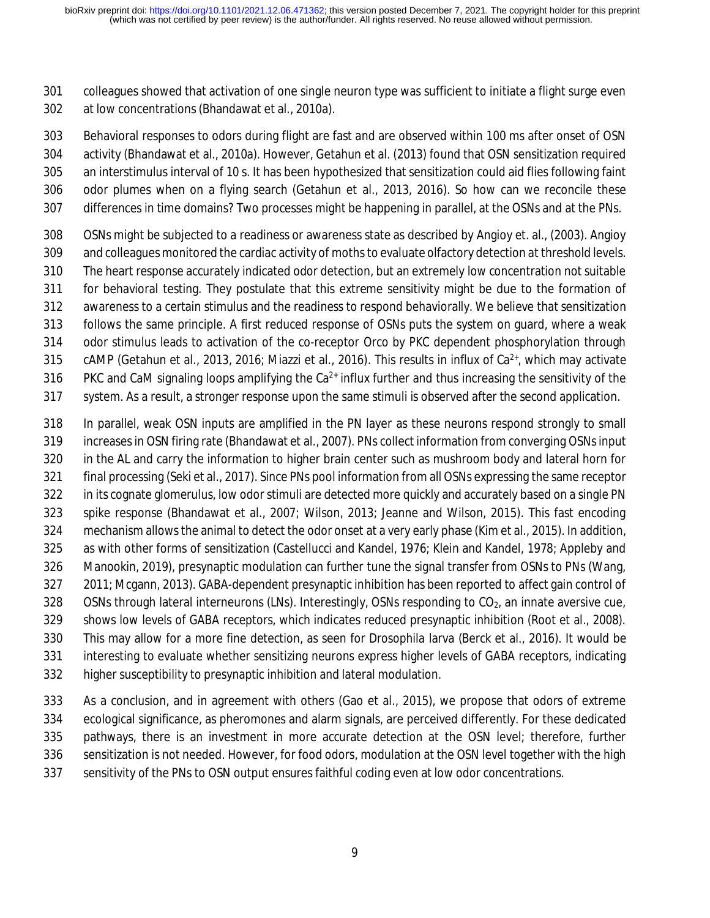colleagues showed that activation of one single neuron type was sufficient to initiate a flight surge even at low concentrations (Bhandawat et al., 2010a).

Behavioral responses to odors during flight are fast and are observed within 100 ms after onset of OSN activity (Bhandawat et al., 2010a). However, Getahun et al. (2013) found that OSN sensitization required an interstimulus interval of 10 s. It has been hypothesized that sensitization could aid flies following faint odor plumes when on a flying search (Getahun et al., 2013, 2016). So how can we reconcile these differences in time domains? Two processes might be happening in parallel, at the OSNs and at the PNs.

OSNs might be subjected to a readiness or awareness state as described by Angioy et. al., (2003). Angioy and colleagues monitored the cardiac activity of moths to evaluate olfactory detection at threshold levels. The heart response accurately indicated odor detection, but an extremely low concentration not suitable for behavioral testing. They postulate that this extreme sensitivity might be due to the formation of awareness to a certain stimulus and the readiness to respond behaviorally. We believe that sensitization follows the same principle. A first reduced response of OSNs puts the system on guard, where a weak odor stimulus leads to activation of the co-receptor Orco by PKC dependent phosphorylation through cAMP (Getahun et al., 2013, 2016; Miazzi et al., 2016). This results in influx of $Ca^{2+}$, which may activate PKC and CaM signaling loops amplifying the $Ca^{2+}$ influx further and thus increasing the sensitivity of the system. As a result, a stronger response upon the same stimuli is observed after the second application.

In parallel, weak OSN inputs are amplified in the PN layer as these neurons respond strongly to small increases in OSN firing rate (Bhandawat et al., 2007). PNs collect information from converging OSNs input in the AL and carry the information to higher brain center such as mushroom body and lateral horn for final processing (Seki et al., 2017). Since PNs pool information from all OSNs expressing the same receptor in its cognate glomerulus, low odor stimuli are detected more quickly and accurately based on a single PN spike response (Bhandawat et al., 2007; Wilson, 2013; Jeanne and Wilson, 2015). This fast encoding mechanism allows the animal to detect the odor onset at a very early phase (Kim et al., 2015). In addition, as with other forms of sensitization (Castellucci and Kandel, 1976; Klein and Kandel, 1978; Appleby and Manookin, 2019), presynaptic modulation can further tune the signal transfer from OSNs to PNs (Wang, 2011; Mcgann, 2013). GABA-dependent presynaptic inhibition has been reported to affect gain control of OSNs through lateral interneurons (LNs). Interestingly, OSNs responding to $CO_2$, an innate aversive cue, shows low levels of GABA receptors, which indicates reduced presynaptic inhibition (Root et al., 2008). This may allow for a more fine detection, as seen for Drosophila larva (Berck et al., 2016). It would be interesting to evaluate whether sensitizing neurons express higher levels of GABA receptors, indicating higher susceptibility to presynaptic inhibition and lateral modulation.

As a conclusion, and in agreement with others (Gao et al., 2015), we propose that odors of extreme ecological significance, as pheromones and alarm signals, are perceived differently. For these dedicated pathways, there is an investment in more accurate detection at the OSN level; therefore, further sensitization is not needed. However, for food odors, modulation at the OSN level together with the high sensitivity of the PNs to OSN output ensures faithful coding even at low odor concentrations.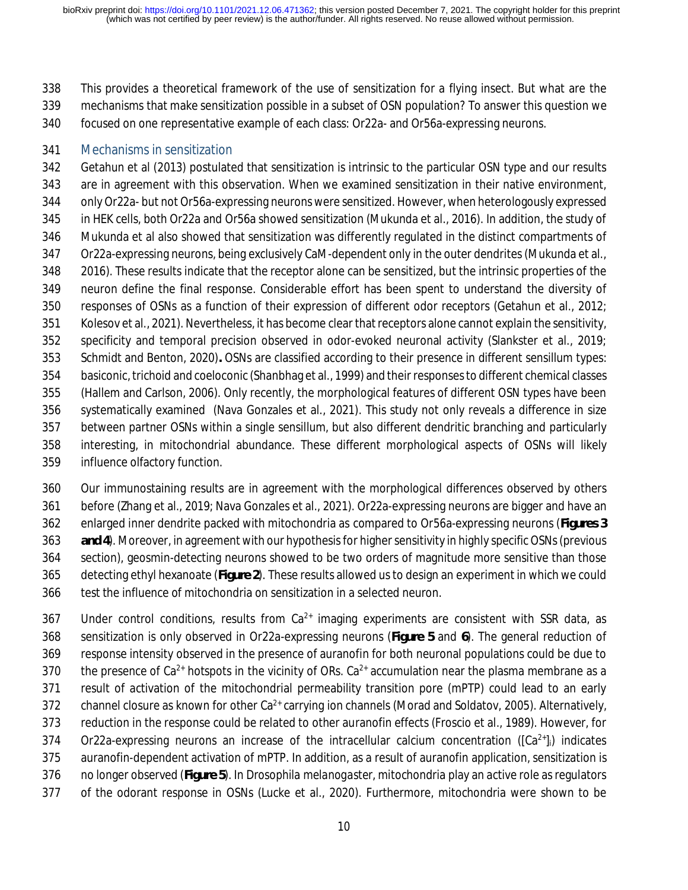This provides a theoretical framework of the use of sensitization for a flying insect. But what are the mechanisms that make sensitization possible in a subset of OSN population? To answer this question we focused on one representative example of each class: Or22a- and Or56a-expressing neurons.

## Mechanisms in sensitization

Getahun et al (2013) postulated that sensitization is intrinsic to the particular OSN type and our results are in agreement with this observation. When we examined sensitization in their native environment, only Or22a- but not Or56a-expressing neurons were sensitized. However, when heterologously expressed in HEK cells, both Or22a and Or56a showed sensitization (Mukunda et al., 2016). In addition, the study of Mukunda et al also showed that sensitization was differently regulated in the distinct compartments of Or22a-expressing neurons, being exclusively CaM-dependent only in the outer dendrites (Mukunda et al., 2016). These results indicate that the receptor alone can be sensitized, but the intrinsic properties of the neuron define the final response. Considerable effort has been spent to understand the diversity of responses of OSNs as a function of their expression of different odor receptors (Getahun et al., 2012; Kolesov et al., 2021). Nevertheless, it has become clear that receptors alone cannot explain the sensitivity, specificity and temporal precision observed in odor-evoked neuronal activity (Slankster et al., 2019; Schmidt and Benton, 2020)**.** OSNs are classified according to their presence in different sensillum types: basiconic, trichoid and coeloconic (Shanbhag et al., 1999) and their responses to different chemical classes (Hallem and Carlson, 2006). Only recently, the morphological features of different OSN types have been systematically examined (Nava Gonzales et al., 2021). This study not only reveals a difference in size between partner OSNs within a single sensillum, but also different dendritic branching and particularly interesting, in mitochondrial abundance. These different morphological aspects of OSNs will likely influence olfactory function.

Our immunostaining results are in agreement with the morphological differences observed by others before (Zhang et al., 2019; Nava Gonzales et al., 2021). Or22a-expressing neurons are bigger and have an enlarged inner dendrite packed with mitochondria as compared to Or56a-expressing neurons (**Figures 3 and 4**). Moreover, in agreement with our hypothesis for higher sensitivity in highly specific OSNs (previous section), geosmin-detecting neurons showed to be two orders of magnitude more sensitive than those detecting ethyl hexanoate (**Figure 2**). These results allowed us to design an experiment in which we could test the influence of mitochondria on sensitization in a selected neuron.

Under control conditions, results from $Ca^{2+}$ imaging experiments are consistent with SSR data, as sensitization is only observed in Or22a-expressing neurons (**Figure 5** and **6**). The general reduction of response intensity observed in the presence of auranofin for both neuronal populations could be due to the presence of $Ca^{2+}$ hotspots in the vicinity of ORs. $Ca^{2+}$ accumulation near the plasma membrane as a result of activation of the mitochondrial permeability transition pore (mPTP) could lead to an early channel closure as known for other $Ca^{2+}$ carrying ion channels (Morad and Soldatov, 2005). Alternatively, reduction in the response could be related to other auranofin effects (Froscio et al., 1989). However, for Or22a-expressing neurons an increase of the intracellular calcium concentration ($[Ca^{2+}]_i$) indicates auranofin-dependent activation of mPTP. In addition, as a result of auranofin application, sensitization is no longer observed (**Figure 5**). In Drosophila melanogaster, mitochondria play an active role as regulators of the odorant response in OSNs (Lucke et al., 2020). Furthermore, mitochondria were shown to be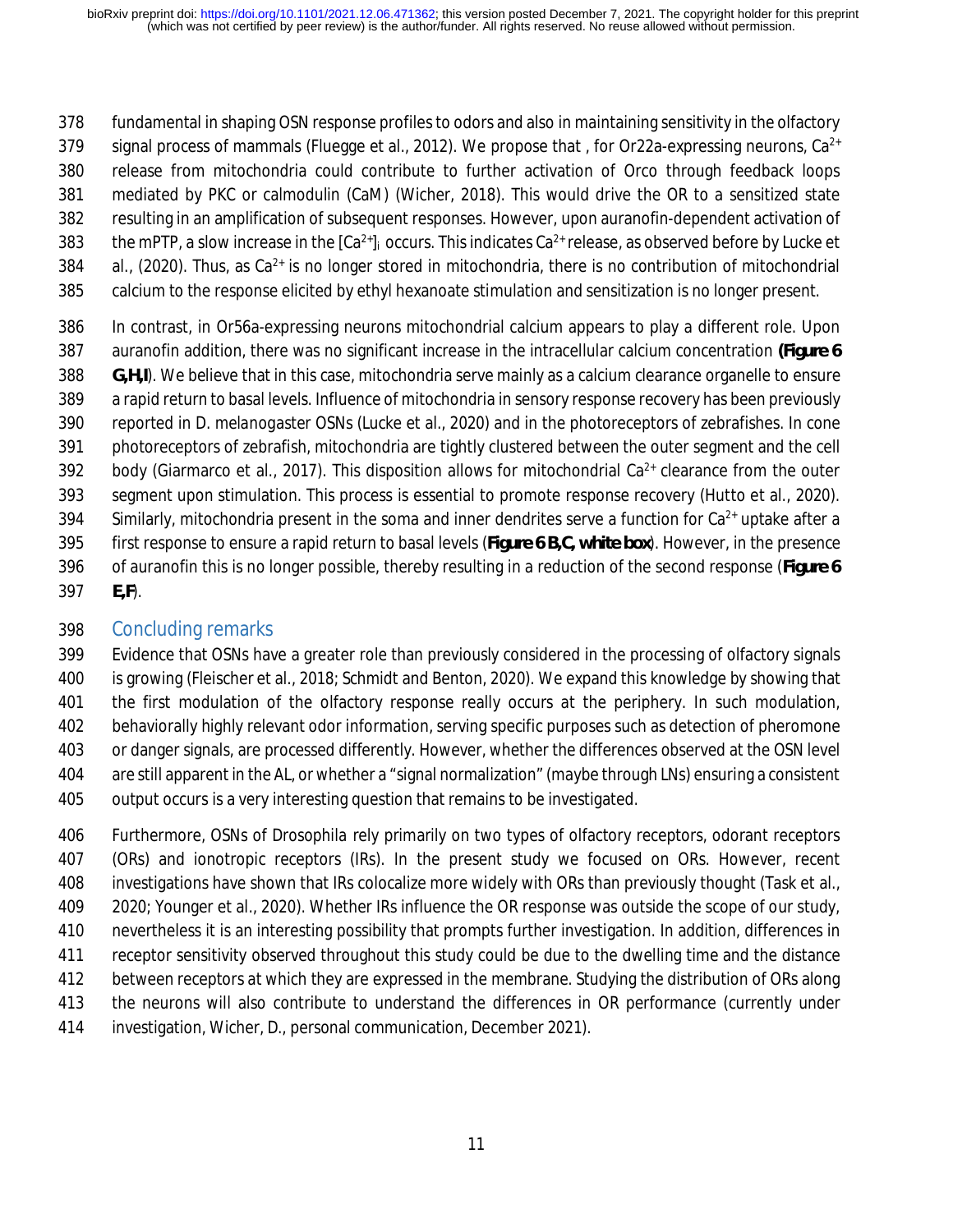fundamental in shaping OSN response profiles to odors and also in maintaining sensitivity in the olfactory signal process of mammals (Fluegge et al., 2012). We propose that , for Or22a-expressing neurons, $Ca^{2+}$ release from mitochondria could contribute to further activation of Orco through feedback loops mediated by PKC or calmodulin (CaM) (Wicher, 2018). This would drive the OR to a sensitized state resulting in an amplification of subsequent responses. However, upon auranofin-dependent activation of the mPTP, a slow increase in the $[Ca^{2+}]_i$ occurs. This indicates $Ca^{2+}$ release, as observed before by Lucke et al., (2020). Thus, as $Ca^{2+}$ is no longer stored in mitochondria, there is no contribution of mitochondrial calcium to the response elicited by ethyl hexanoate stimulation and sensitization is no longer present.

In contrast, in Or56a-expressing neurons mitochondrial calcium appears to play a different role. Upon auranofin addition, there was no significant increase in the intracellular calcium concentration **(Figure 6 G,H,I)**. We believe that in this case, mitochondria serve mainly as a calcium clearance organelle to ensure a rapid return to basal levels. Influence of mitochondria in sensory response recovery has been previously reported in D. melanogaster OSNs (Lucke et al., 2020) and in the photoreceptors of zebrafishes. In cone photoreceptors of zebrafish, mitochondria are tightly clustered between the outer segment and the cell body (Giarmarco et al., 2017). This disposition allows for mitochondrial $Ca^{2+}$ clearance from the outer segment upon stimulation. This process is essential to promote response recovery (Hutto et al., 2020). Similarly, mitochondria present in the soma and inner dendrites serve a function for $Ca^{2+}$ uptake after a first response to ensure a rapid return to basal levels (**Figure 6 B,C, white box**). However, in the presence of auranofin this is no longer possible, thereby resulting in a reduction of the second response (**Figure 6 E,F**).

## Concluding remarks

Evidence that OSNs have a greater role than previously considered in the processing of olfactory signals is growing (Fleischer et al., 2018; Schmidt and Benton, 2020). We expand this knowledge by showing that the first modulation of the olfactory response really occurs at the periphery. In such modulation, behaviorally highly relevant odor information, serving specific purposes such as detection of pheromone or danger signals, are processed differently. However, whether the differences observed at the OSN level are still apparent in the AL, or whether a "signal normalization" (maybe through LNs) ensuring a consistent output occurs is a very interesting question that remains to be investigated.

Furthermore, OSNs of Drosophila rely primarily on two types of olfactory receptors, odorant receptors (ORs) and ionotropic receptors (IRs). In the present study we focused on ORs. However, recent investigations have shown that IRs colocalize more widely with ORs than previously thought (Task et al., 2020; Younger et al., 2020). Whether IRs influence the OR response was outside the scope of our study, nevertheless it is an interesting possibility that prompts further investigation. In addition, differences in receptor sensitivity observed throughout this study could be due to the dwelling time and the distance between receptors at which they are expressed in the membrane. Studying the distribution of ORs along the neurons will also contribute to understand the differences in OR performance (currently under investigation, Wicher, D., personal communication, December 2021).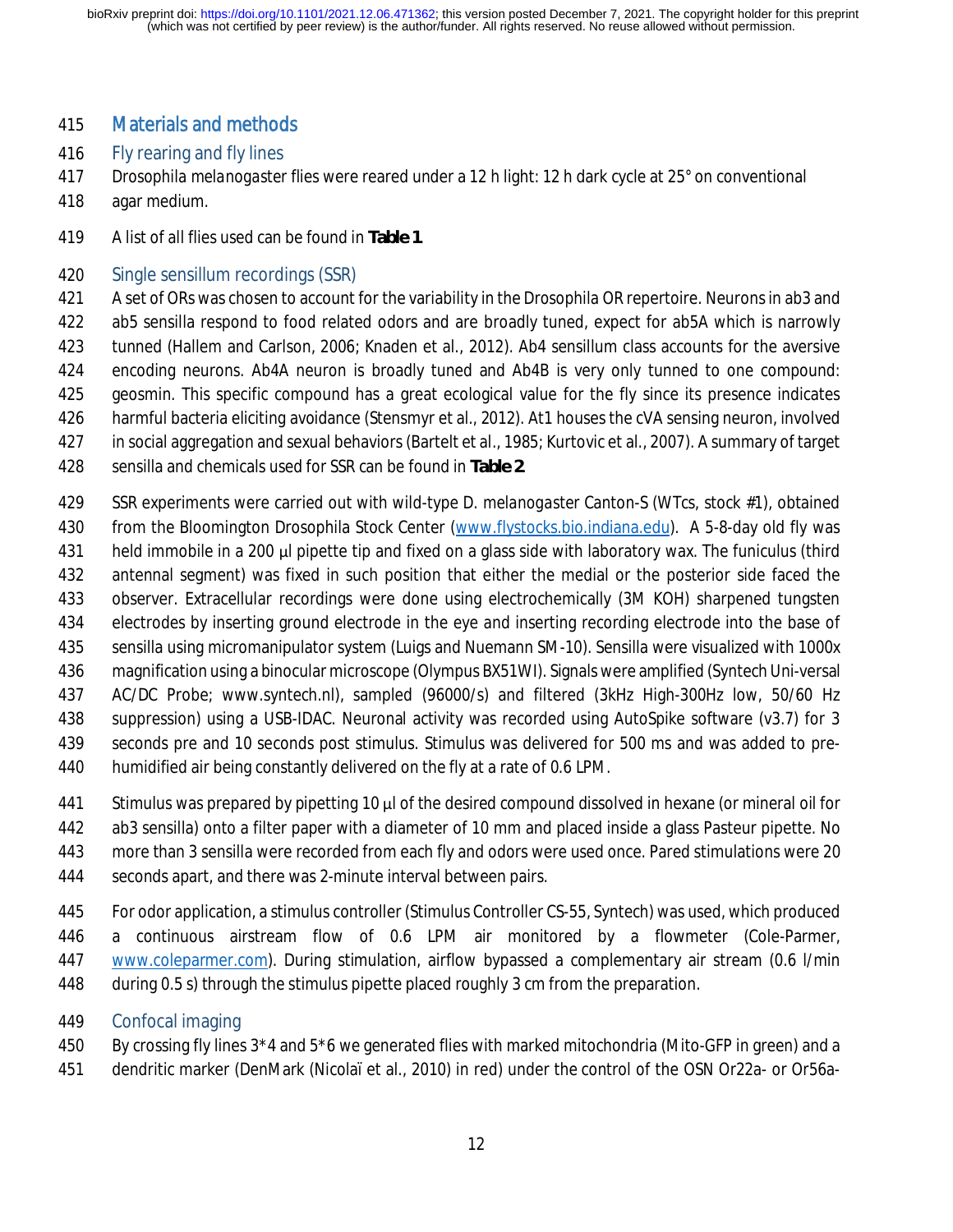# Materials and methods

## Fly rearing and fly lines

*Drosophila melanogaster* flies were reared under a 12 h light: 12 h dark cycle at 25° on conventional agar medium.

A list of all flies used can be found in **Table 1**.

## Single sensillum recordings (SSR)

A set of ORs was chosen to account for the variability in the Drosophila OR repertoire. Neurons in ab3 and ab5 sensilla respond to food related odors and are broadly tuned, expect for ab5A which is narrowly tunned (Hallem and Carlson, 2006; Knaden et al., 2012). Ab4 sensillum class accounts for the aversive encoding neurons. Ab4A neuron is broadly tuned and Ab4B is very only tunned to one compound: geosmin. This specific compound has a great ecological value for the fly since its presence indicates harmful bacteria eliciting avoidance (Stensmyr et al., 2012). At1 houses the cVA sensing neuron, involved in social aggregation and sexual behaviors (Bartelt et al., 1985; Kurtovic et al., 2007). A summary of target sensilla and chemicals used for SSR can be found in **Table 2**.

SSR experiments were carried out with wild-type D. melanogaster Canton-S (WTcs, stock #1), obtained from the Bloomington Drosophila Stock Center (www.flystocks.bio.indiana.edu). A 5-8-day old fly was held immobile in a 200 µl pipette tip and fixed on a glass side with laboratory wax. The funiculus (third antennal segment) was fixed in such position that either the medial or the posterior side faced the observer. Extracellular recordings were done using electrochemically (3M KOH) sharpened tungsten electrodes by inserting ground electrode in the eye and inserting recording electrode into the base of sensilla using micromanipulator system (Luigs and Nuemann SM-10). Sensilla were visualized with 1000x magnification using a binocular microscope (Olympus BX51WI). Signals were amplified (Syntech Uni-versal AC/DC Probe; www.syntech.nl), sampled (96000/s) and filtered (3kHz High-300Hz low, 50/60 Hz suppression) using a USB-IDAC. Neuronal activity was recorded using AutoSpike software (v3.7) for 3 seconds pre and 10 seconds post stimulus. Stimulus was delivered for 500 ms and was added to pre-humidified air being constantly delivered on the fly at a rate of 0.6 LPM.

Stimulus was prepared by pipetting 10 µl of the desired compound dissolved in hexane (or mineral oil for ab3 sensilla) onto a filter paper with a diameter of 10 mm and placed inside a glass Pasteur pipette. No more than 3 sensilla were recorded from each fly and odors were used once. Pared stimulations were 20 seconds apart, and there was 2-minute interval between pairs.

For odor application, a stimulus controller (Stimulus Controller CS-55, Syntech) was used, which produced a continuous airstream flow of 0.6 LPM air monitored by a flowmeter (Cole-Parmer, www.coleparmer.com). During stimulation, airflow bypassed a complementary air stream (0.6 l/min during 0.5 s) through the stimulus pipette placed roughly 3 cm from the preparation.

## Confocal imaging

By crossing fly lines 3*4 and 5*6 we generated flies with marked mitochondria (Mito-GFP in green) and a dendritic marker (DenMark (Nicolaï et al., 2010) in red) under the control of the OSN Or22a- or Or56a-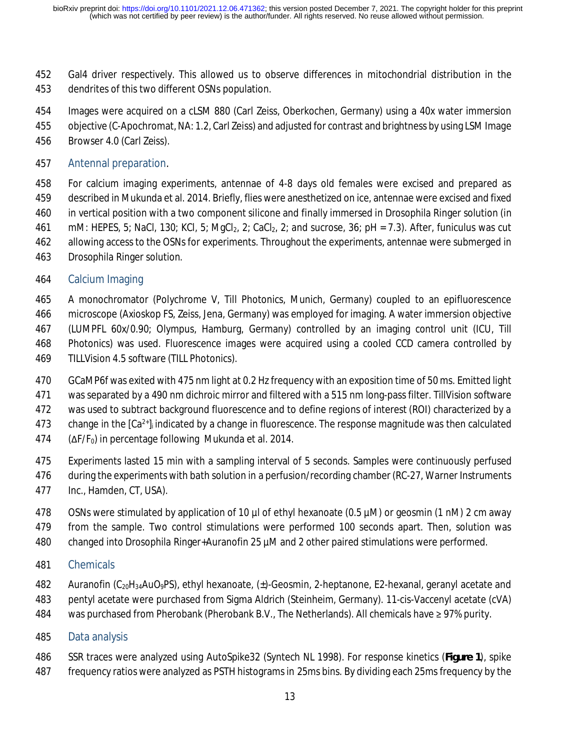Gal4 driver respectively. This allowed us to observe differences in mitochondrial distribution in the dendrites of this two different OSNs population.

Images were acquired on a cLSM 880 (Carl Zeiss, Oberkochen, Germany) using a 40x water immersion objective (C-Apochromat, NA: 1.2, Carl Zeiss) and adjusted for contrast and brightness by using LSM Image Browser 4.0 (Carl Zeiss).

## Antennal preparation.

For calcium imaging experiments, antennae of 4-8 days old females were excised and prepared as described in Mukunda et al. 2014. Briefly, flies were anesthetized on ice, antennae were excised and fixed in vertical position with a two component silicone and finally immersed in Drosophila Ringer solution (in mM: HEPES, 5; NaCl, 130; KCl, 5; $MgCl_2$, 2; $CaCl_2$, 2; and sucrose, 36; pH = 7.3). After, funiculus was cut allowing access to the OSNs for experiments. Throughout the experiments, antennae were submerged in Drosophila Ringer solution.

## Calcium Imaging

A monochromator (Polychrome V, Till Photonics, Munich, Germany) coupled to an epifluorescence microscope (Axioskop FS, Zeiss, Jena, Germany) was employed for imaging. A water immersion objective (LUMPFL 60x/0.90; Olympus, Hamburg, Germany) controlled by an imaging control unit (ICU, Till Photonics) was used. Fluorescence images were acquired using a cooled CCD camera controlled by TILLVision 4.5 software (TILL Photonics).

GCaMP6f was exited with 475 nm light at 0.2 Hz frequency with an exposition time of 50 ms. Emitted light was separated by a 490 nm dichroic mirror and filtered with a 515 nm long-pass filter. TillVision software was used to subtract background fluorescence and to define regions of interest (ROI) characterized by a change in the $[Ca^{2+}]_i$ indicated by a change in fluorescence. The response magnitude was then calculated ($\Delta F/F_0$) in percentage following Mukunda et al. 2014.

Experiments lasted 15 min with a sampling interval of 5 seconds. Samples were continuously perfused during the experiments with bath solution in a perfusion/recording chamber (RC-27, Warner Instruments Inc., Hamden, CT, USA).

OSNs were stimulated by application of 10 µl of ethyl hexanoate (0.5 µM) or geosmin (1 nM) 2 cm away from the sample. Two control stimulations were performed 100 seconds apart. Then, solution was changed into Drosophila Ringer+Auranofin 25 µM and 2 other paired stimulations were performed.

## Chemicals

Auranofin ($C_{20}H_{34}AuO_9PS$), ethyl hexanoate, (±)-Geosmin, 2-heptanone, E2-hexanal, geranyl acetate and pentyl acetate were purchased from Sigma Aldrich (Steinheim, Germany). 11-cis-Vaccenyl acetate (cVA) was purchased from Pherobank (Pherobank B.V., The Netherlands). All chemicals have ≥ 97% purity.

## Data analysis

SSR traces were analyzed using AutoSpike32 (Syntech NL 1998). For response kinetics (**Figure 1**), spike frequency ratios were analyzed as PSTH histograms in 25ms bins. By dividing each 25ms frequency by the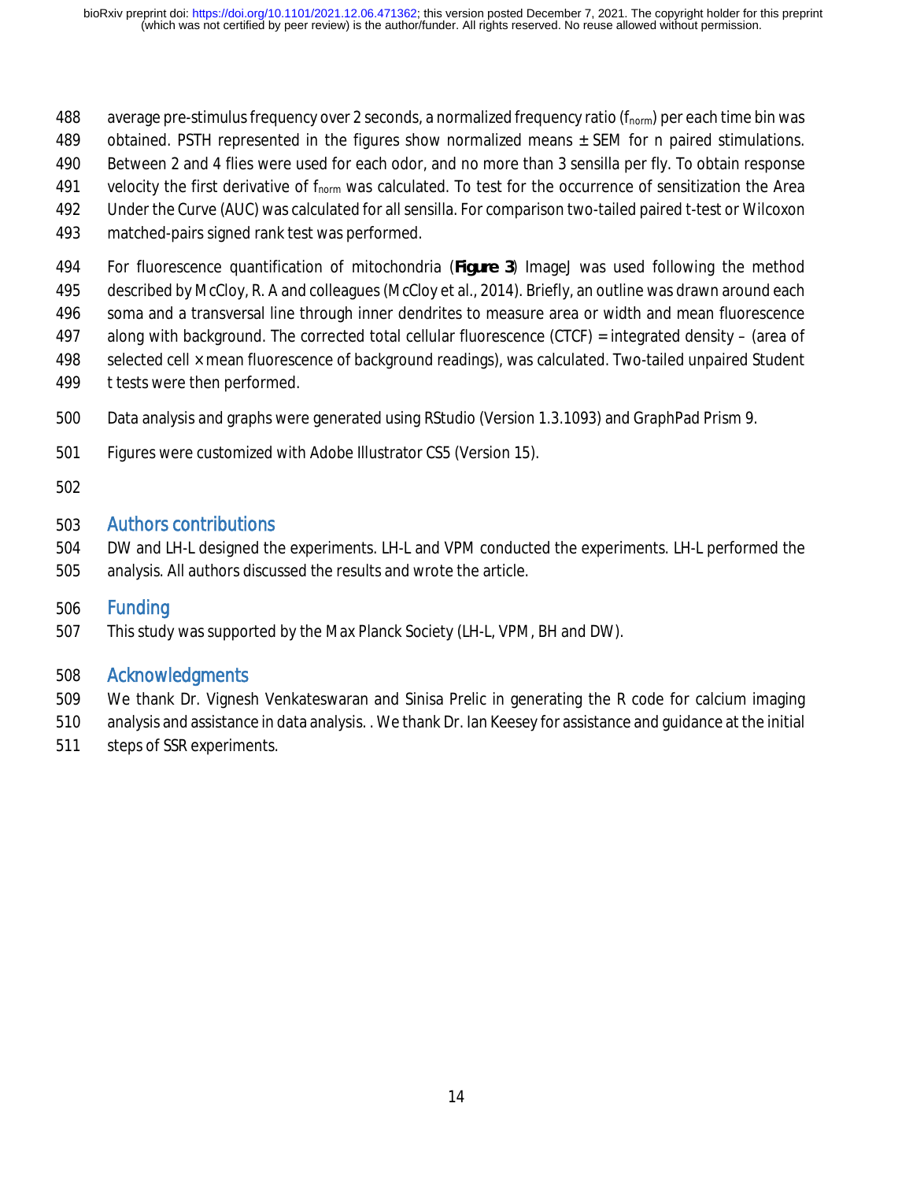average pre-stimulus frequency over 2 seconds, a normalized frequency ratio ($f_{norm}$) per each time bin was obtained. PSTH represented in the figures show normalized means ± SEM for n paired stimulations. Between 2 and 4 flies were used for each odor, and no more than 3 sensilla per fly. To obtain response velocity the first derivative of $f_{norm}$ was calculated. To test for the occurrence of sensitization the Area Under the Curve (AUC) was calculated for all sensilla. For comparison two-tailed paired t-test or Wilcoxon matched-pairs signed rank test was performed.

For fluorescence quantification of mitochondria (**Figure 3**) ImageJ was used following the method described by McCloy, R. A and colleagues (McCloy et al., 2014). Briefly, an outline was drawn around each soma and a transversal line through inner dendrites to measure area or width and mean fluorescence along with background. The corrected total cellular fluorescence (CTCF) = integrated density – (area of selected cell × mean fluorescence of background readings), was calculated. Two-tailed unpaired Student t tests were then performed.

Data analysis and graphs were generated using RStudio (Version 1.3.1093) and GraphPad Prism 9.

Figures were customized with Adobe Illustrator CS5 (Version 15).

## Authors contributions

DW and LH-L designed the experiments. LH-L and VPM conducted the experiments. LH-L performed the analysis. All authors discussed the results and wrote the article.

## Funding

This study was supported by the Max Planck Society (LH-L, VPM, BH and DW).

## Acknowledgments

We thank Dr. Vignesh Venkateswaran and Sinisa Prelic in generating the R code for calcium imaging analysis and assistance in data analysis. . We thank Dr. Ian Keesey for assistance and guidance at the initial steps of SSR experiments.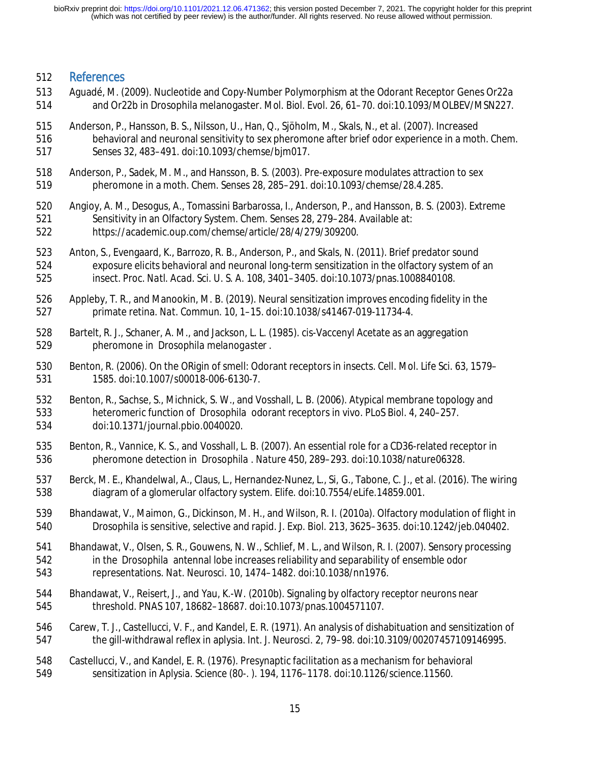## References

Aguadé, M. (2009). Nucleotide and Copy-Number Polymorphism at the Odorant Receptor Genes Or22a and Or22b in Drosophila melanogaster. Mol. Biol. Evol. 26, 61–70. doi:10.1093/MOLBEV/MSN227.

Anderson, P., Hansson, B. S., Nilsson, U., Han, Q., Sjöholm, M., Skals, N., et al. (2007). Increased behavioral and neuronal sensitivity to sex pheromone after brief odor experience in a moth. Chem. Senses 32, 483–491. doi:10.1093/chemse/bjm017.

Anderson, P., Sadek, M. M., and Hansson, B. S. (2003). Pre-exposure modulates attraction to sex pheromone in a moth. Chem. Senses 28, 285–291. doi:10.1093/chemse/28.4.285.

Angioy, A. M., Desogus, A., Tomassini Barbarossa, I., Anderson, P., and Hansson, B. S. (2003). Extreme Sensitivity in an Olfactory System. Chem. Senses 28, 279–284. Available at: https://academic.oup.com/chemse/article/28/4/279/309200.

Anton, S., Evengaard, K., Barrozo, R. B., Anderson, P., and Skals, N. (2011). Brief predator sound exposure elicits behavioral and neuronal long-term sensitization in the olfactory system of an insect. Proc. Natl. Acad. Sci. U. S. A. 108, 3401–3405. doi:10.1073/pnas.1008840108.

Appleby, T. R., and Manookin, M. B. (2019). Neural sensitization improves encoding fidelity in the primate retina. Nat. Commun. 10, 1–15. doi:10.1038/s41467-019-11734-4.

Bartelt, R. J., Schaner, A. M., and Jackson, L. L. (1985). cis-Vaccenyl Acetate as an aggregation pheromone in Drosophila melanogaster .

Benton, R. (2006). On the ORigin of smell: Odorant receptors in insects. Cell. Mol. Life Sci. 63, 1579–1585. doi:10.1007/s00018-006-6130-7.

Benton, R., Sachse, S., Michnick, S. W., and Vosshall, L. B. (2006). Atypical membrane topology and heteromeric function of Drosophila odorant receptors in vivo. PLoS Biol. 4, 240–257. doi:10.1371/journal.pbio.0040020.

Benton, R., Vannice, K. S., and Vosshall, L. B. (2007). An essential role for a CD36-related receptor in pheromone detection in Drosophila . Nature 450, 289–293. doi:10.1038/nature06328.

Berck, M. E., Khandelwal, A., Claus, L., Hernandez-Nunez, L., Si, G., Tabone, C. J., et al. (2016). The wiring diagram of a glomerular olfactory system. Elife. doi:10.7554/eLife.14859.001.

Bhandawat, V., Maimon, G., Dickinson, M. H., and Wilson, R. I. (2010a). Olfactory modulation of flight in Drosophila is sensitive, selective and rapid. J. Exp. Biol. 213, 3625–3635. doi:10.1242/jeb.040402.

Bhandawat, V., Olsen, S. R., Gouwens, N. W., Schlief, M. L., and Wilson, R. I. (2007). Sensory processing in the Drosophila antennal lobe increases reliability and separability of ensemble odor representations. Nat. Neurosci. 10, 1474–1482. doi:10.1038/nn1976.

Bhandawat, V., Reisert, J., and Yau, K.-W. (2010b). Signaling by olfactory receptor neurons near threshold. PNAS 107, 18682–18687. doi:10.1073/pnas.1004571107.

Carew, T. J., Castellucci, V. F., and Kandel, E. R. (1971). An analysis of dishabituation and sensitization of the gill-withdrawal reflex in aplysia. Int. J. Neurosci. 2, 79–98. doi:10.3109/00207457109146995.

Castellucci, V., and Kandel, E. R. (1976). Presynaptic facilitation as a mechanism for behavioral sensitization in Aplysia. Science (80-. ). 194, 1176–1178. doi:10.1126/science.11560.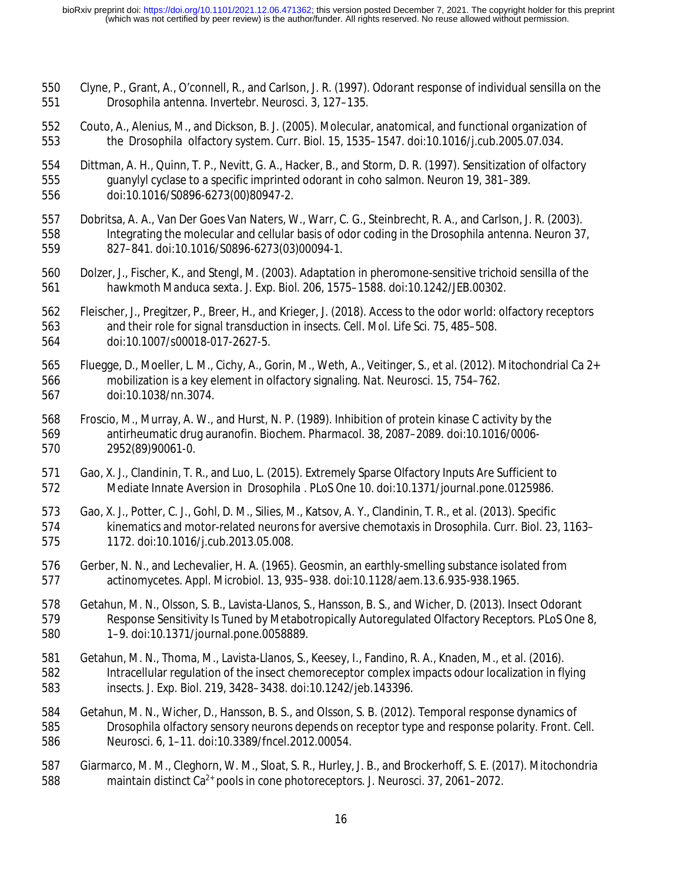Clyne, P., Grant, A., O'connell, R., and Carlson, J. R. (1997). Odorant response of individual sensilla on the Drosophila antenna. Invertebr. Neurosci. 3, 127–135.

Couto, A., Alenius, M., and Dickson, B. J. (2005). Molecular, anatomical, and functional organization of the Drosophila olfactory system. Curr. Biol. 15, 1535–1547. doi:10.1016/j.cub.2005.07.034.

Dittman, A. H., Quinn, T. P., Nevitt, G. A., Hacker, B., and Storm, D. R. (1997). Sensitization of olfactory guanylyl cyclase to a specific imprinted odorant in coho salmon. Neuron 19, 381–389. doi:10.1016/S0896-6273(00)80947-2.

Dobritsa, A. A., Van Der Goes Van Naters, W., Warr, C. G., Steinbrecht, R. A., and Carlson, J. R. (2003). Integrating the molecular and cellular basis of odor coding in the Drosophila antenna. Neuron 37, 827–841. doi:10.1016/S0896-6273(03)00094-1.

Dolzer, J., Fischer, K., and Stengl, M. (2003). Adaptation in pheromone-sensitive trichoid sensilla of the hawkmoth Manduca sexta. J. Exp. Biol. 206, 1575–1588. doi:10.1242/JEB.00302.

Fleischer, J., Pregitzer, P., Breer, H., and Krieger, J. (2018). Access to the odor world: olfactory receptors and their role for signal transduction in insects. Cell. Mol. Life Sci. 75, 485–508. doi:10.1007/s00018-017-2627-5.

Fluegge, D., Moeller, L. M., Cichy, A., Gorin, M., Weth, A., Veitinger, S., et al. (2012). Mitochondrial Ca 2+ mobilization is a key element in olfactory signaling. Nat. Neurosci. 15, 754–762. doi:10.1038/nn.3074.

Froscio, M., Murray, A. W., and Hurst, N. P. (1989). Inhibition of protein kinase C activity by the antirheumatic drug auranofin. Biochem. Pharmacol. 38, 2087–2089. doi:10.1016/0006-2952(89)90061-0.

Gao, X. J., Clandinin, T. R., and Luo, L. (2015). Extremely Sparse Olfactory Inputs Are Sufficient to Mediate Innate Aversion in Drosophila . PLoS One 10. doi:10.1371/journal.pone.0125986.

Gao, X. J., Potter, C. J., Gohl, D. M., Silies, M., Katsov, A. Y., Clandinin, T. R., et al. (2013). Specific kinematics and motor-related neurons for aversive chemotaxis in Drosophila. Curr. Biol. 23, 1163–1172. doi:10.1016/j.cub.2013.05.008.

Gerber, N. N., and Lechevalier, H. A. (1965). Geosmin, an earthly-smelling substance isolated from actinomycetes. Appl. Microbiol. 13, 935–938. doi:10.1128/aem.13.6.935-938.1965.

Getahun, M. N., Olsson, S. B., Lavista-Llanos, S., Hansson, B. S., and Wicher, D. (2013). Insect Odorant Response Sensitivity Is Tuned by Metabotropically Autoregulated Olfactory Receptors. PLoS One 8, 1–9. doi:10.1371/journal.pone.0058889.

Getahun, M. N., Thoma, M., Lavista-Llanos, S., Keesey, I., Fandino, R. A., Knaden, M., et al. (2016). Intracellular regulation of the insect chemoreceptor complex impacts odour localization in flying insects. J. Exp. Biol. 219, 3428–3438. doi:10.1242/jeb.143396.

Getahun, M. N., Wicher, D., Hansson, B. S., and Olsson, S. B. (2012). Temporal response dynamics of Drosophila olfactory sensory neurons depends on receptor type and response polarity. Front. Cell. Neurosci. 6, 1–11. doi:10.3389/fncel.2012.00054.

Giarmarco, M. M., Cleghorn, W. M., Sloat, S. R., Hurley, J. B., and Brockerhoff, S. E. (2017). Mitochondria maintain distinct $Ca^{2+}$ pools in cone photoreceptors. J. Neurosci. 37, 2061–2072.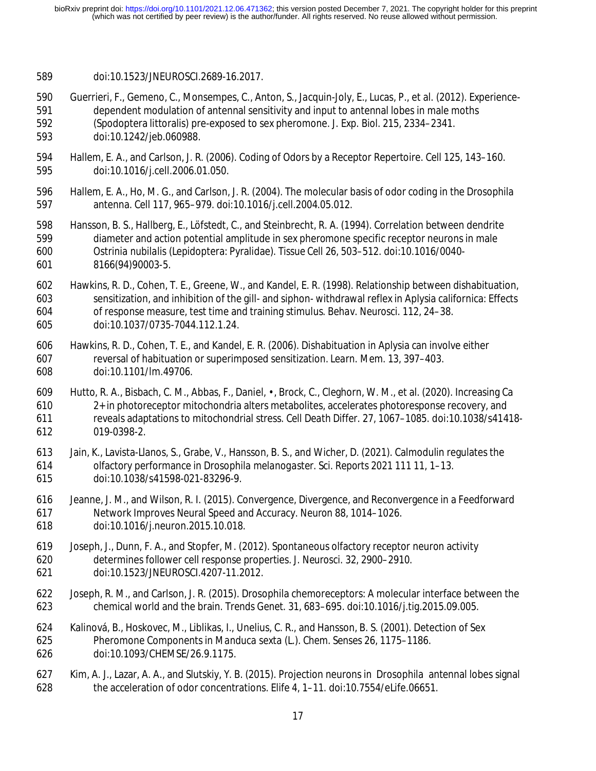doi:10.1523/JNEUROSCI.2689-16.2017.

Guerrieri, F., Gemeno, C., Monsempes, C., Anton, S., Jacquin-Joly, E., Lucas, P., et al. (2012). Experience-dependent modulation of antennal sensitivity and input to antennal lobes in male moths (Spodoptera littoralis) pre-exposed to sex pheromone. J. Exp. Biol. 215, 2334–2341. doi:10.1242/jeb.060988.

Hallem, E. A., and Carlson, J. R. (2006). Coding of Odors by a Receptor Repertoire. Cell 125, 143–160. doi:10.1016/j.cell.2006.01.050.

Hallem, E. A., Ho, M. G., and Carlson, J. R. (2004). The molecular basis of odor coding in the Drosophila antenna. Cell 117, 965–979. doi:10.1016/j.cell.2004.05.012.

Hansson, B. S., Hallberg, E., Löfstedt, C., and Steinbrecht, R. A. (1994). Correlation between dendrite diameter and action potential amplitude in sex pheromone specific receptor neurons in male Ostrinia nubilalis (Lepidoptera: Pyralidae). Tissue Cell 26, 503–512. doi:10.1016/0040-8166(94)90003-5.

Hawkins, R. D., Cohen, T. E., Greene, W., and Kandel, E. R. (1998). Relationship between dishabituation, sensitization, and inhibition of the gill- and siphon- withdrawal reflex in Aplysia californica: Effects of response measure, test time and training stimulus. Behav. Neurosci. 112, 24–38. doi:10.1037/0735-7044.112.1.24.

Hawkins, R. D., Cohen, T. E., and Kandel, E. R. (2006). Dishabituation in Aplysia can involve either reversal of habituation or superimposed sensitization. Learn. Mem. 13, 397–403. doi:10.1101/lm.49706.

Hutto, R. A., Bisbach, C. M., Abbas, F., Daniel, •, Brock, C., Cleghorn, W. M., et al. (2020). Increasing Ca 2+ in photoreceptor mitochondria alters metabolites, accelerates photoresponse recovery, and reveals adaptations to mitochondrial stress. Cell Death Differ. 27, 1067–1085. doi:10.1038/s41418-019-0398-2.

Jain, K., Lavista-Llanos, S., Grabe, V., Hansson, B. S., and Wicher, D. (2021). Calmodulin regulates the olfactory performance in Drosophila melanogaster. Sci. Reports 2021 111 11, 1–13. doi:10.1038/s41598-021-83296-9.

Jeanne, J. M., and Wilson, R. I. (2015). Convergence, Divergence, and Reconvergence in a Feedforward Network Improves Neural Speed and Accuracy. Neuron 88, 1014–1026. doi:10.1016/j.neuron.2015.10.018.

Joseph, J., Dunn, F. A., and Stopfer, M. (2012). Spontaneous olfactory receptor neuron activity determines follower cell response properties. J. Neurosci. 32, 2900–2910. doi:10.1523/JNEUROSCI.4207-11.2012.

Joseph, R. M., and Carlson, J. R. (2015). Drosophila chemoreceptors: A molecular interface between the chemical world and the brain. Trends Genet. 31, 683–695. doi:10.1016/j.tig.2015.09.005.

Kalinová, B., Hoskovec, M., Liblikas, I., Unelius, C. R., and Hansson, B. S. (2001). Detection of Sex Pheromone Components in Manduca sexta (L.). Chem. Senses 26, 1175–1186. doi:10.1093/CHEMSE/26.9.1175.

Kim, A. J., Lazar, A. A., and Slutskiy, Y. B. (2015). Projection neurons in Drosophila antennal lobes signal the acceleration of odor concentrations. Elife 4, 1–11. doi:10.7554/eLife.06651.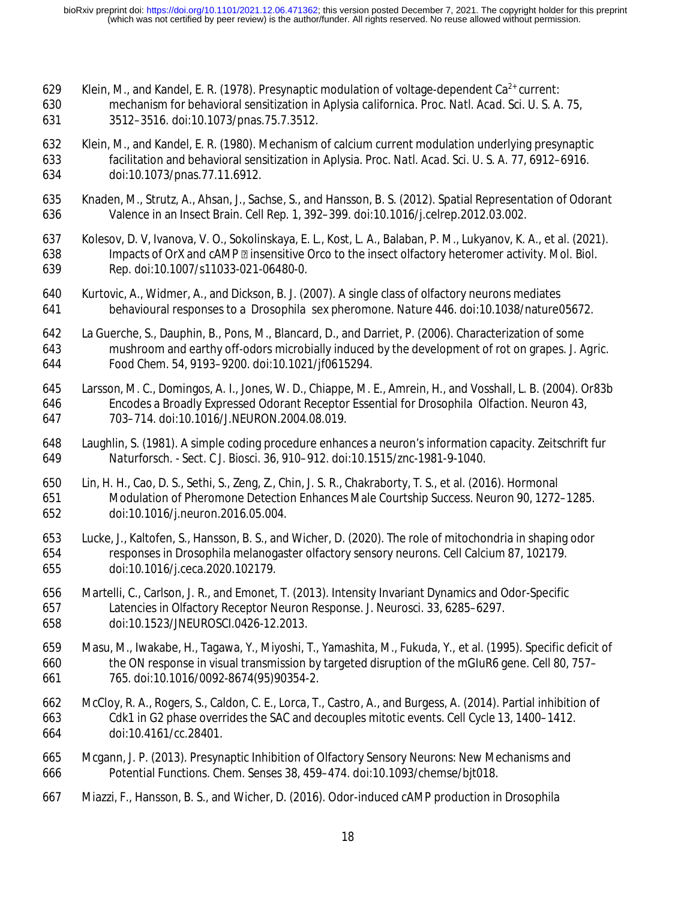Klein, M., and Kandel, E. R. (1978). Presynaptic modulation of voltage-dependent $Ca^{2+}$ current: mechanism for behavioral sensitization in Aplysia californica. Proc. Natl. Acad. Sci. U. S. A. 75, 3512–3516. doi:10.1073/pnas.75.7.3512.

Klein, M., and Kandel, E. R. (1980). Mechanism of calcium current modulation underlying presynaptic facilitation and behavioral sensitization in Aplysia. Proc. Natl. Acad. Sci. U. S. A. 77, 6912–6916. doi:10.1073/pnas.77.11.6912.

Knaden, M., Strutz, A., Ahsan, J., Sachse, S., and Hansson, B. S. (2012). Spatial Representation of Odorant Valence in an Insect Brain. Cell Rep. 1, 392–399. doi:10.1016/j.celrep.2012.03.002.

Kolesov, D. V, Ivanova, V. O., Sokolinskaya, E. L., Kost, L. A., Balaban, P. M., Lukyanov, K. A., et al. (2021). Impacts of OrX and cAMP insensitive Orco to the insect olfactory heteromer activity. Mol. Biol. Rep. doi:10.1007/s11033-021-06480-0.

Kurtovic, A., Widmer, A., and Dickson, B. J. (2007). A single class of olfactory neurons mediates behavioural responses to a Drosophila sex pheromone. Nature 446. doi:10.1038/nature05672.

La Guerche, S., Dauphin, B., Pons, M., Blancard, D., and Darriet, P. (2006). Characterization of some mushroom and earthy off-odors microbially induced by the development of rot on grapes. J. Agric. Food Chem. 54, 9193–9200. doi:10.1021/jf0615294.

Larsson, M. C., Domingos, A. I., Jones, W. D., Chiappe, M. E., Amrein, H., and Vosshall, L. B. (2004). Or83b Encodes a Broadly Expressed Odorant Receptor Essential for Drosophila Olfaction. Neuron 43, 703–714. doi:10.1016/J.NEURON.2004.08.019.

Laughlin, S. (1981). A simple coding procedure enhances a neuron's information capacity. Zeitschrift fur Naturforsch. - Sect. C J. Biosci. 36, 910–912. doi:10.1515/znc-1981-9-1040.

Lin, H. H., Cao, D. S., Sethi, S., Zeng, Z., Chin, J. S. R., Chakraborty, T. S., et al. (2016). Hormonal Modulation of Pheromone Detection Enhances Male Courtship Success. Neuron 90, 1272–1285. doi:10.1016/j.neuron.2016.05.004.

Lucke, J., Kaltofen, S., Hansson, B. S., and Wicher, D. (2020). The role of mitochondria in shaping odor responses in Drosophila melanogaster olfactory sensory neurons. Cell Calcium 87, 102179. doi:10.1016/j.ceca.2020.102179.

Martelli, C., Carlson, J. R., and Emonet, T. (2013). Intensity Invariant Dynamics and Odor-Specific Latencies in Olfactory Receptor Neuron Response. J. Neurosci. 33, 6285–6297. doi:10.1523/JNEUROSCI.0426-12.2013.

Masu, M., Iwakabe, H., Tagawa, Y., Miyoshi, T., Yamashita, M., Fukuda, Y., et al. (1995). Specific deficit of the ON response in visual transmission by targeted disruption of the mGIuR6 gene. Cell 80, 757–765. doi:10.1016/0092-8674(95)90354-2.

McCloy, R. A., Rogers, S., Caldon, C. E., Lorca, T., Castro, A., and Burgess, A. (2014). Partial inhibition of Cdk1 in G2 phase overrides the SAC and decouples mitotic events. Cell Cycle 13, 1400–1412. doi:10.4161/cc.28401.

Mcgann, J. P. (2013). Presynaptic Inhibition of Olfactory Sensory Neurons: New Mechanisms and Potential Functions. Chem. Senses 38, 459–474. doi:10.1093/chemse/bjt018.

Miazzi, F., Hansson, B. S., and Wicher, D. (2016). Odor-induced cAMP production in Drosophila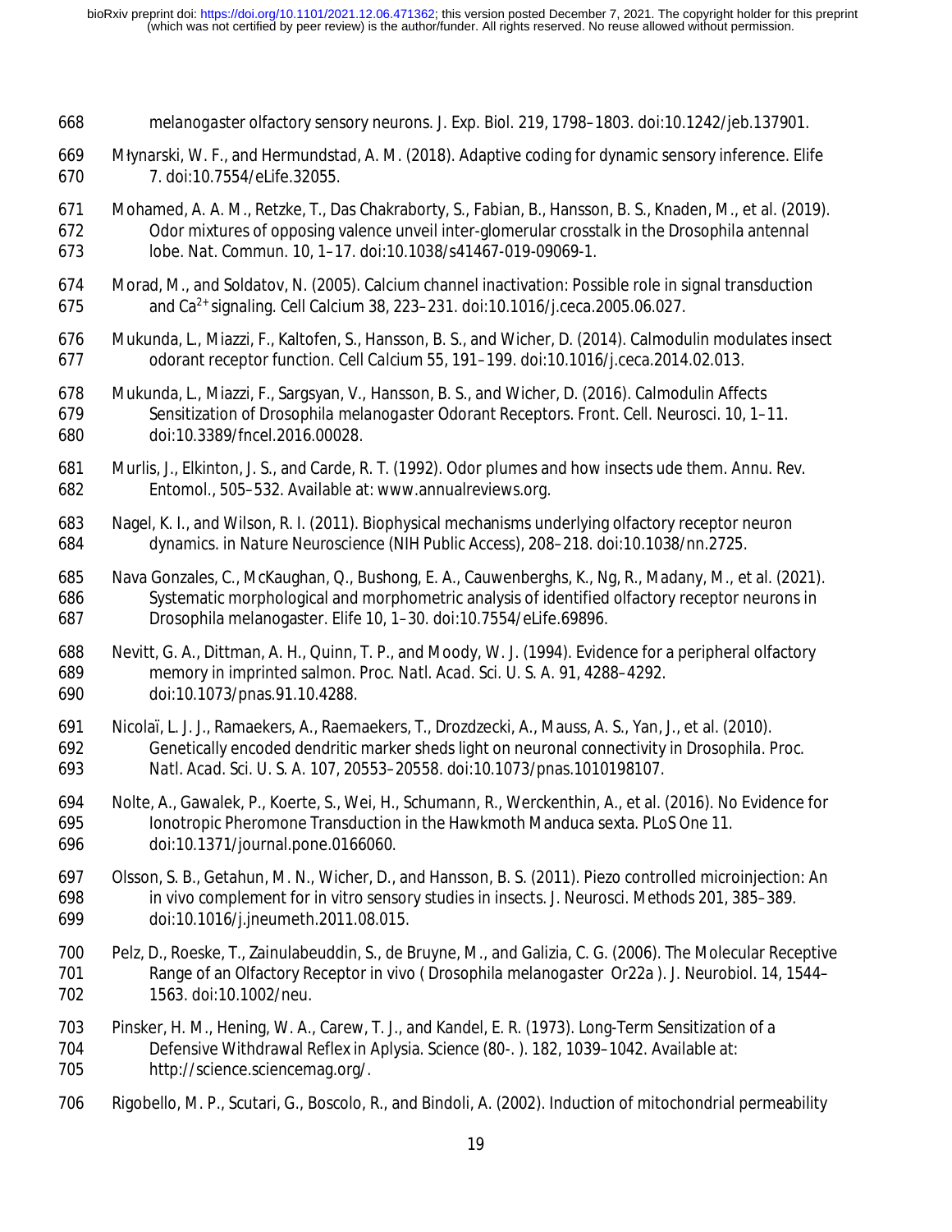melanogaster olfactory sensory neurons. J. Exp. Biol. 219, 1798–1803. doi:10.1242/jeb.137901.

Młynarski, W. F., and Hermundstad, A. M. (2018). Adaptive coding for dynamic sensory inference. Elife 7. doi:10.7554/eLife.32055.

Mohamed, A. A. M., Retzke, T., Das Chakraborty, S., Fabian, B., Hansson, B. S., Knaden, M., et al. (2019). Odor mixtures of opposing valence unveil inter-glomerular crosstalk in the Drosophila antennal lobe. Nat. Commun. 10, 1–17. doi:10.1038/s41467-019-09069-1.

Morad, M., and Soldatov, N. (2005). Calcium channel inactivation: Possible role in signal transduction and $Ca^{2+}$ signaling. Cell Calcium 38, 223–231. doi:10.1016/j.ceca.2005.06.027.

Mukunda, L., Miazzi, F., Kaltofen, S., Hansson, B. S., and Wicher, D. (2014). Calmodulin modulates insect odorant receptor function. Cell Calcium 55, 191–199. doi:10.1016/j.ceca.2014.02.013.

Mukunda, L., Miazzi, F., Sargsyan, V., Hansson, B. S., and Wicher, D. (2016). Calmodulin Affects Sensitization of Drosophila melanogaster Odorant Receptors. Front. Cell. Neurosci. 10, 1–11. doi:10.3389/fncel.2016.00028.

Murlis, J., Elkinton, J. S., and Carde, R. T. (1992). Odor plumes and how insects ude them. Annu. Rev. Entomol., 505–532. Available at: www.annualreviews.org.

Nagel, K. I., and Wilson, R. I. (2011). Biophysical mechanisms underlying olfactory receptor neuron dynamics. in Nature Neuroscience (NIH Public Access), 208–218. doi:10.1038/nn.2725.

Nava Gonzales, C., McKaughan, Q., Bushong, E. A., Cauwenberghs, K., Ng, R., Madany, M., et al. (2021). Systematic morphological and morphometric analysis of identified olfactory receptor neurons in Drosophila melanogaster. Elife 10, 1–30. doi:10.7554/eLife.69896.

Nevitt, G. A., Dittman, A. H., Quinn, T. P., and Moody, W. J. (1994). Evidence for a peripheral olfactory memory in imprinted salmon. Proc. Natl. Acad. Sci. U. S. A. 91, 4288–4292. doi:10.1073/pnas.91.10.4288.

Nicolaï, L. J. J., Ramaekers, A., Raemaekers, T., Drozdzecki, A., Mauss, A. S., Yan, J., et al. (2010). Genetically encoded dendritic marker sheds light on neuronal connectivity in Drosophila. Proc. Natl. Acad. Sci. U. S. A. 107, 20553–20558. doi:10.1073/pnas.1010198107.

Nolte, A., Gawalek, P., Koerte, S., Wei, H., Schumann, R., Werckenthin, A., et al. (2016). No Evidence for Ionotropic Pheromone Transduction in the Hawkmoth Manduca sexta. PLoS One 11. doi:10.1371/journal.pone.0166060.

Olsson, S. B., Getahun, M. N., Wicher, D., and Hansson, B. S. (2011). Piezo controlled microinjection: An in vivo complement for in vitro sensory studies in insects. J. Neurosci. Methods 201, 385–389. doi:10.1016/j.jneumeth.2011.08.015.

Pelz, D., Roeske, T., Zainulabeuddin, S., de Bruyne, M., and Galizia, C. G. (2006). The Molecular Receptive Range of an Olfactory Receptor in vivo ( Drosophila melanogaster Or22a ). J. Neurobiol. 14, 1544–1563. doi:10.1002/neu.

Pinsker, H. M., Hening, W. A., Carew, T. J., and Kandel, E. R. (1973). Long-Term Sensitization of a Defensive Withdrawal Reflex in Aplysia. Science (80-. ). 182, 1039–1042. Available at: http://science.sciencemag.org/.

Rigobello, M. P., Scutari, G., Boscolo, R., and Bindoli, A. (2002). Induction of mitochondrial permeability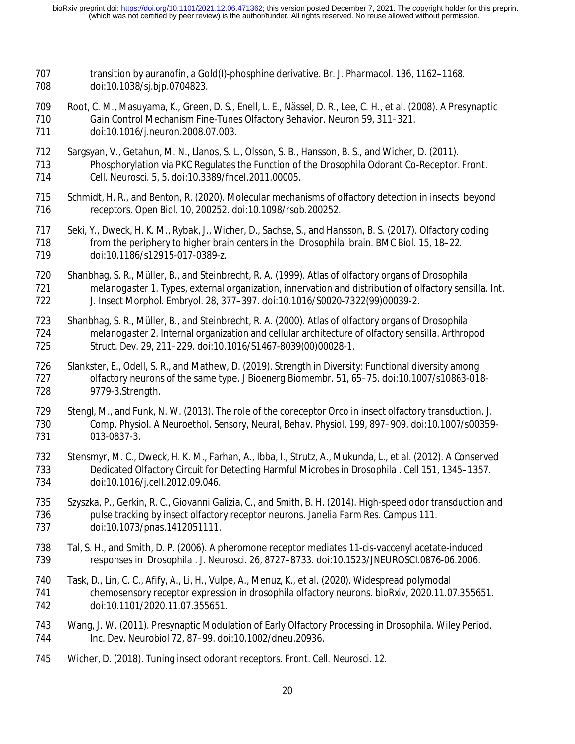transition by auranofin, a Gold(I)-phosphine derivative. Br. J. Pharmacol. 136, 1162–1168. doi:10.1038/sj.bjp.0704823.

Root, C. M., Masuyama, K., Green, D. S., Enell, L. E., Nässel, D. R., Lee, C. H., et al. (2008). A Presynaptic Gain Control Mechanism Fine-Tunes Olfactory Behavior. Neuron 59, 311–321. doi:10.1016/j.neuron.2008.07.003.

Sargsyan, V., Getahun, M. N., Llanos, S. L., Olsson, S. B., Hansson, B. S., and Wicher, D. (2011). Phosphorylation via PKC Regulates the Function of the Drosophila Odorant Co-Receptor. Front. Cell. Neurosci. 5, 5. doi:10.3389/fncel.2011.00005.

Schmidt, H. R., and Benton, R. (2020). Molecular mechanisms of olfactory detection in insects: beyond receptors. Open Biol. 10, 200252. doi:10.1098/rsob.200252.

Seki, Y., Dweck, H. K. M., Rybak, J., Wicher, D., Sachse, S., and Hansson, B. S. (2017). Olfactory coding from the periphery to higher brain centers in the Drosophila brain. BMC Biol. 15, 18–22. doi:10.1186/s12915-017-0389-z.

Shanbhag, S. R., Müller, B., and Steinbrecht, R. A. (1999). Atlas of olfactory organs of Drosophila melanogaster 1. Types, external organization, innervation and distribution of olfactory sensilla. Int. J. Insect Morphol. Embryol. 28, 377–397. doi:10.1016/S0020-7322(99)00039-2.

Shanbhag, S. R., Müller, B., and Steinbrecht, R. A. (2000). Atlas of olfactory organs of Drosophila melanogaster 2. Internal organization and cellular architecture of olfactory sensilla. Arthropod Struct. Dev. 29, 211–229. doi:10.1016/S1467-8039(00)00028-1.

Slankster, E., Odell, S. R., and Mathew, D. (2019). Strength in Diversity: Functional diversity among olfactory neurons of the same type. J Bioenerg Biomembr. 51, 65–75. doi:10.1007/s10863-018-9779-3.Strength.

Stengl, M., and Funk, N. W. (2013). The role of the coreceptor Orco in insect olfactory transduction. J. Comp. Physiol. A Neuroethol. Sensory, Neural, Behav. Physiol. 199, 897–909. doi:10.1007/s00359-013-0837-3.

Stensmyr, M. C., Dweck, H. K. M., Farhan, A., Ibba, I., Strutz, A., Mukunda, L., et al. (2012). A Conserved Dedicated Olfactory Circuit for Detecting Harmful Microbes in Drosophila . Cell 151, 1345–1357. doi:10.1016/j.cell.2012.09.046.

Szyszka, P., Gerkin, R. C., Giovanni Galizia, C., and Smith, B. H. (2014). High-speed odor transduction and pulse tracking by insect olfactory receptor neurons. Janelia Farm Res. Campus 111. doi:10.1073/pnas.1412051111.

Tal, S. H., and Smith, D. P. (2006). A pheromone receptor mediates 11-cis-vaccenyl acetate-induced responses in Drosophila . J. Neurosci. 26, 8727–8733. doi:10.1523/JNEUROSCI.0876-06.2006.

Task, D., Lin, C. C., Afify, A., Li, H., Vulpe, A., Menuz, K., et al. (2020). Widespread polymodal chemosensory receptor expression in drosophila olfactory neurons. bioRxiv, 2020.11.07.355651. doi:10.1101/2020.11.07.355651.

Wang, J. W. (2011). Presynaptic Modulation of Early Olfactory Processing in Drosophila. Wiley Period. Inc. Dev. Neurobiol 72, 87–99. doi:10.1002/dneu.20936.

Wicher, D. (2018). Tuning insect odorant receptors. Front. Cell. Neurosci. 12.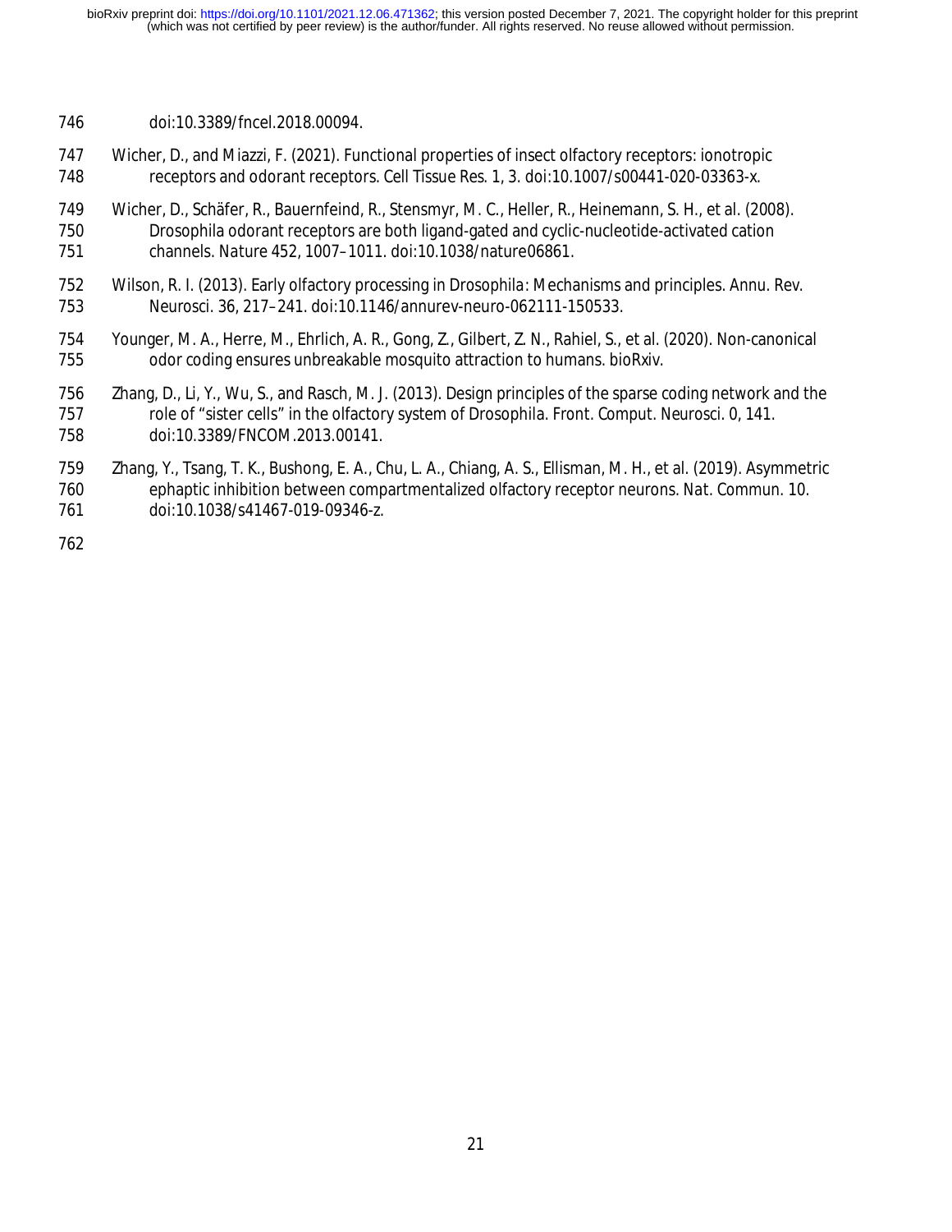doi:10.3389/fncel.2018.00094.

Wicher, D., and Miazzi, F. (2021). Functional properties of insect olfactory receptors: ionotropic receptors and odorant receptors. Cell Tissue Res. 1, 3. doi:10.1007/s00441-020-03363-x.

Wicher, D., Schäfer, R., Bauernfeind, R., Stensmyr, M. C., Heller, R., Heinemann, S. H., et al. (2008). Drosophila odorant receptors are both ligand-gated and cyclic-nucleotide-activated cation channels. Nature 452, 1007–1011. doi:10.1038/nature06861.

Wilson, R. I. (2013). Early olfactory processing in Drosophila: Mechanisms and principles. Annu. Rev. Neurosci. 36, 217–241. doi:10.1146/annurev-neuro-062111-150533.

Younger, M. A., Herre, M., Ehrlich, A. R., Gong, Z., Gilbert, Z. N., Rahiel, S., et al. (2020). Non-canonical odor coding ensures unbreakable mosquito attraction to humans. bioRxiv.

Zhang, D., Li, Y., Wu, S., and Rasch, M. J. (2013). Design principles of the sparse coding network and the role of "sister cells" in the olfactory system of Drosophila. Front. Comput. Neurosci. 0, 141. doi:10.3389/FNCOM.2013.00141.

Zhang, Y., Tsang, T. K., Bushong, E. A., Chu, L. A., Chiang, A. S., Ellisman, M. H., et al. (2019). Asymmetric ephaptic inhibition between compartmentalized olfactory receptor neurons. Nat. Commun. 10. doi:10.1038/s41467-019-09346-z.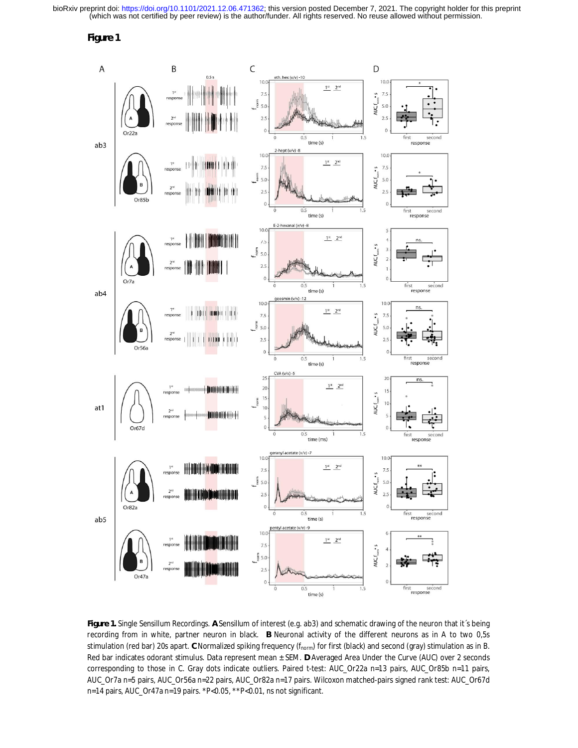**Figure 1**

**Figure 1.** Single Sensillum Recordings. **A** Sensillum of interest (e.g. ab3) and schematic drawing of the neuron that it´s being recording from in white, partner neuron in black. **B** Neuronal activity of the different neurons as in A to two 0,5s stimulation (red bar) 20s apart. **C** Normalized spiking frequency ($f_{norm}$) for first (black) and second (gray) stimulation as in B. Red bar indicates odorant stimulus. Data represent mean ± SEM. **D** Averaged Area Under the Curve (AUC) over 2 seconds corresponding to those in C. Gray dots indicate outliers. Paired t-test: AUC_Or22a n=13 pairs, AUC_Or85b n=11 pairs, AUC_Or7a n=5 pairs, AUC_Or56a n=22 pairs, AUC_Or82a n=17 pairs. Wilcoxon matched-pairs signed rank test: AUC_Or67d n=14 pairs, AUC_Or47a n=19 pairs. *P<0.05, **P<0.01, ns not significant.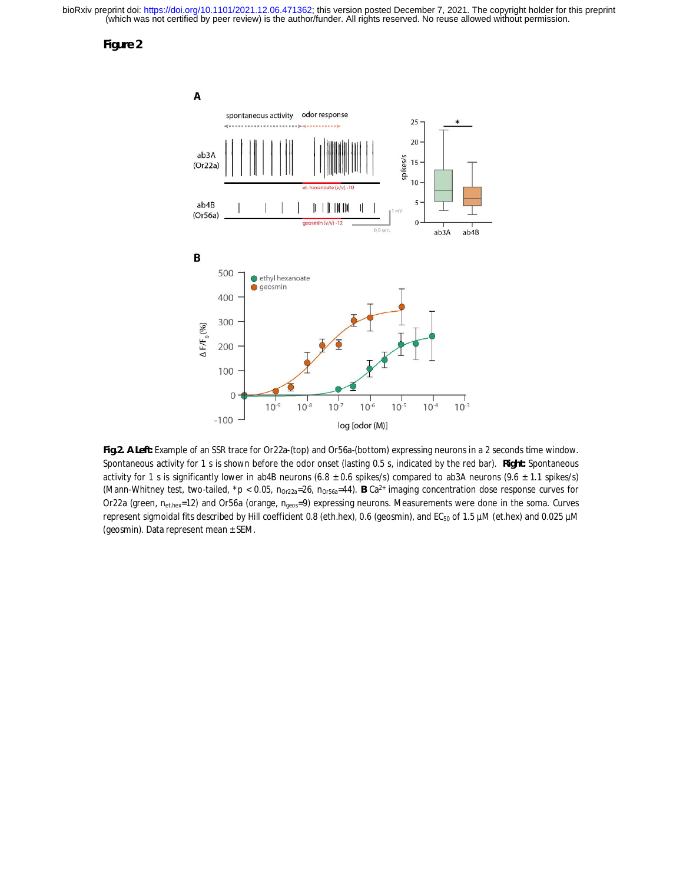# Figure 2

**Fig.2. A Left:** Example of an SSR trace for Or22a-(top) and Or56a-(bottom) expressing neurons in a 2 seconds time window. Spontaneous activity for 1 s is shown before the odor onset (lasting 0.5 s, indicated by the red bar). **Right:** Spontaneous activity for 1 s is significantly lower in ab4B neurons (6.8 ± 0.6 spikes/s) compared to ab3A neurons (9.6 ± 1.1 spikes/s) (Mann-Whitney test, two-tailed, *p < 0.05, $n_{Or22a}$=26, $n_{Or56a}$=44). **B** $Ca^{2+}$ imaging concentration dose response curves for Or22a (green, $n_{et.hex}$=12) and Or56a (orange, $n_{geos}$=9) expressing neurons. Measurements were done in the soma. Curves represent sigmoidal fits described by Hill coefficient 0.8 (eth.hex), 0.6 (geosmin), and $EC_{50}$ of 1.5 µM (et.hex) and 0.025 µM (geosmin). Data represent mean ± SEM.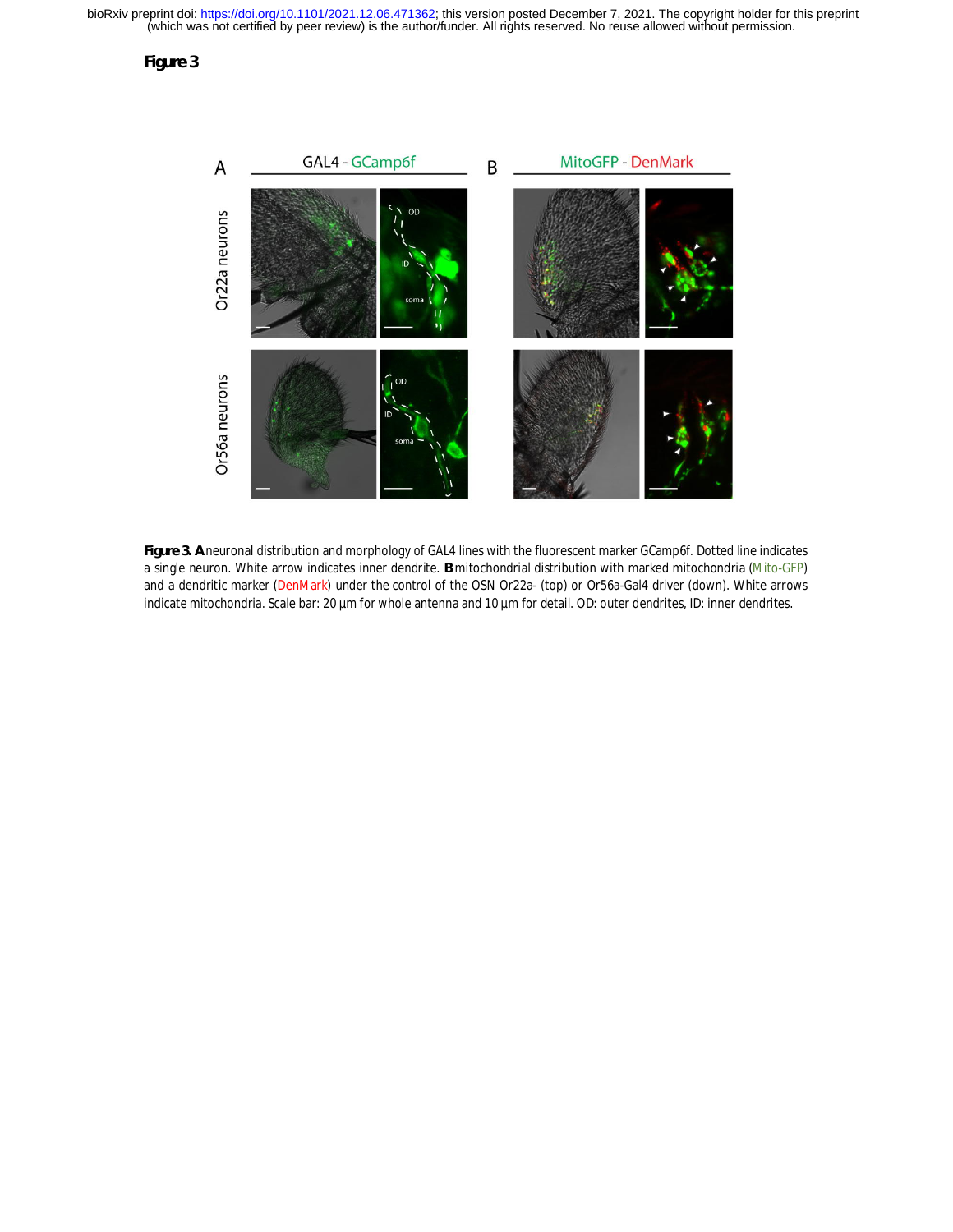**Figure 3**

**Figure 3. A** neuronal distribution and morphology of GAL4 lines with the fluorescent marker GCamp6f. Dotted line indicates a single neuron. White arrow indicates inner dendrite. **B** mitochondrial distribution with marked mitochondria (Mito-GFP) and a dendritic marker (DenMark) under the control of the OSN Or22a- (top) or Or56a-Gal4 driver (down). White arrows indicate mitochondria. Scale bar: 20 µm for whole antenna and 10 µm for detail. OD: outer dendrites, ID: inner dendrites.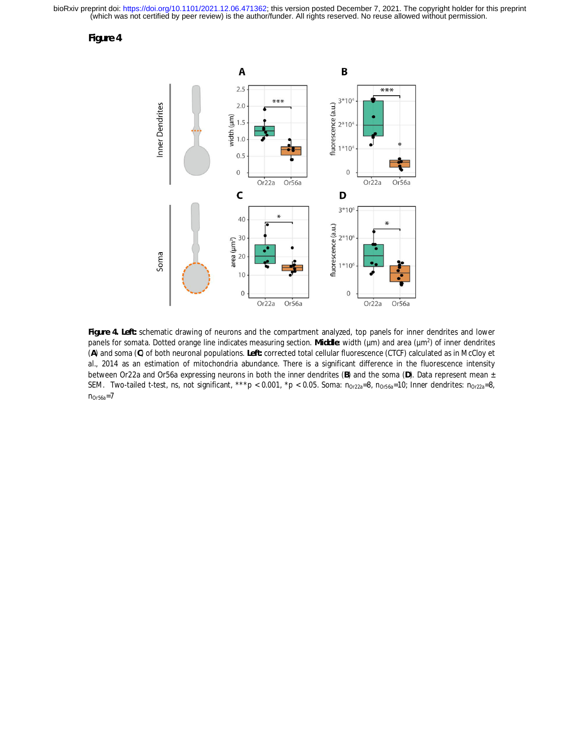# Figure 4

**Figure 4. Left:** schematic drawing of neurons and the compartment analyzed, top panels for inner dendrites and lower panels for somata. Dotted orange line indicates measuring section. **Middle:** width (µm) and area (µm$^2$) of inner dendrites (**A**) and soma (**C**) of both neuronal populations. **Left:** corrected total cellular fluorescence (CTCF) calculated as in McCloy et al., 2014 as an estimation of mitochondria abundance. There is a significant difference in the fluorescence intensity between Or22a and Or56a expressing neurons in both the inner dendrites (**B**) and the soma (**D**). Data represent mean ± SEM. Two-tailed t-test, ns, not significant, ***$p < 0.001$, *$p < 0.05$. Soma: $n_{Or22a}$=8, $n_{Or56a}$=10; Inner dendrites: $n_{Or22a}$=8, $n_{Or56a}$=7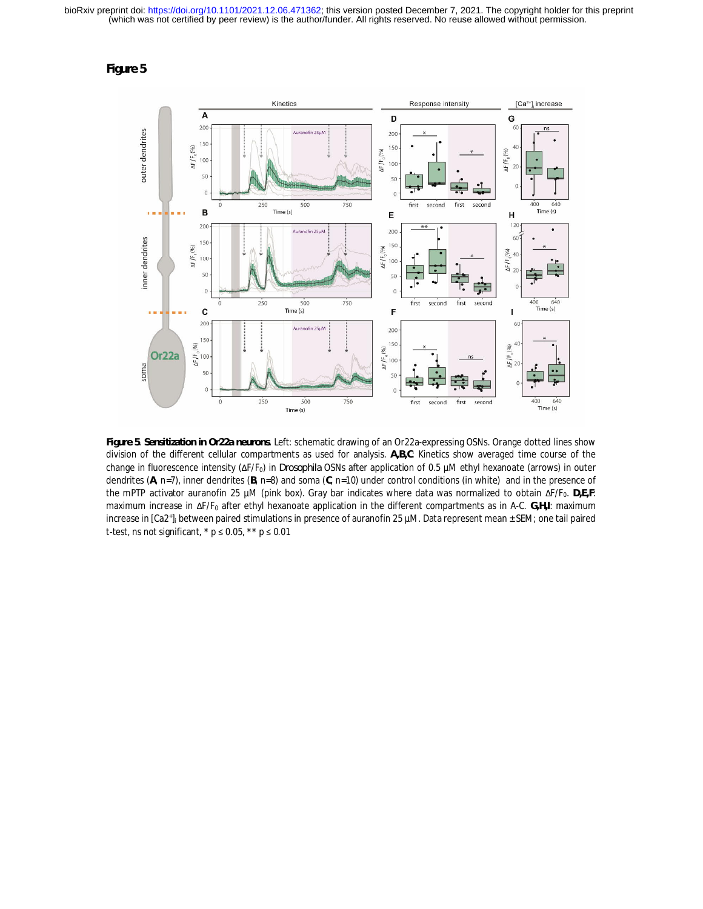**Figure 5**

**Figure 5**. **Sensitization in Or22a neurons**. Left: schematic drawing of an Or22a-expressing OSNs. Orange dotted lines show division of the different cellular compartments as used for analysis. **A,B,C**: Kinetics show averaged time course of the change in fluorescence intensity ($\Delta F/F_0$) in *Drosophila* OSNs after application of 0.5 µM ethyl hexanoate (arrows) in outer dendrites (**A**, n=7), inner dendrites (**B**, n=8) and soma (**C**, n=10) under control conditions (in white) and in the presence of the mPTP activator auranofin 25 µM (pink box). Gray bar indicates where data was normalized to obtain $\Delta F/F_0$. **D,E,F**: maximum increase in $\Delta F/F_0$ after ethyl hexanoate application in the different compartments as in A-C. **G,H,I**: maximum increase in $[Ca2^+]_i$ between paired stimulations in presence of auranofin 25 µM. Data represent mean ± SEM; one tail paired t-test, ns not significant, * $p \leq 0.05$, ** $p \leq 0.01$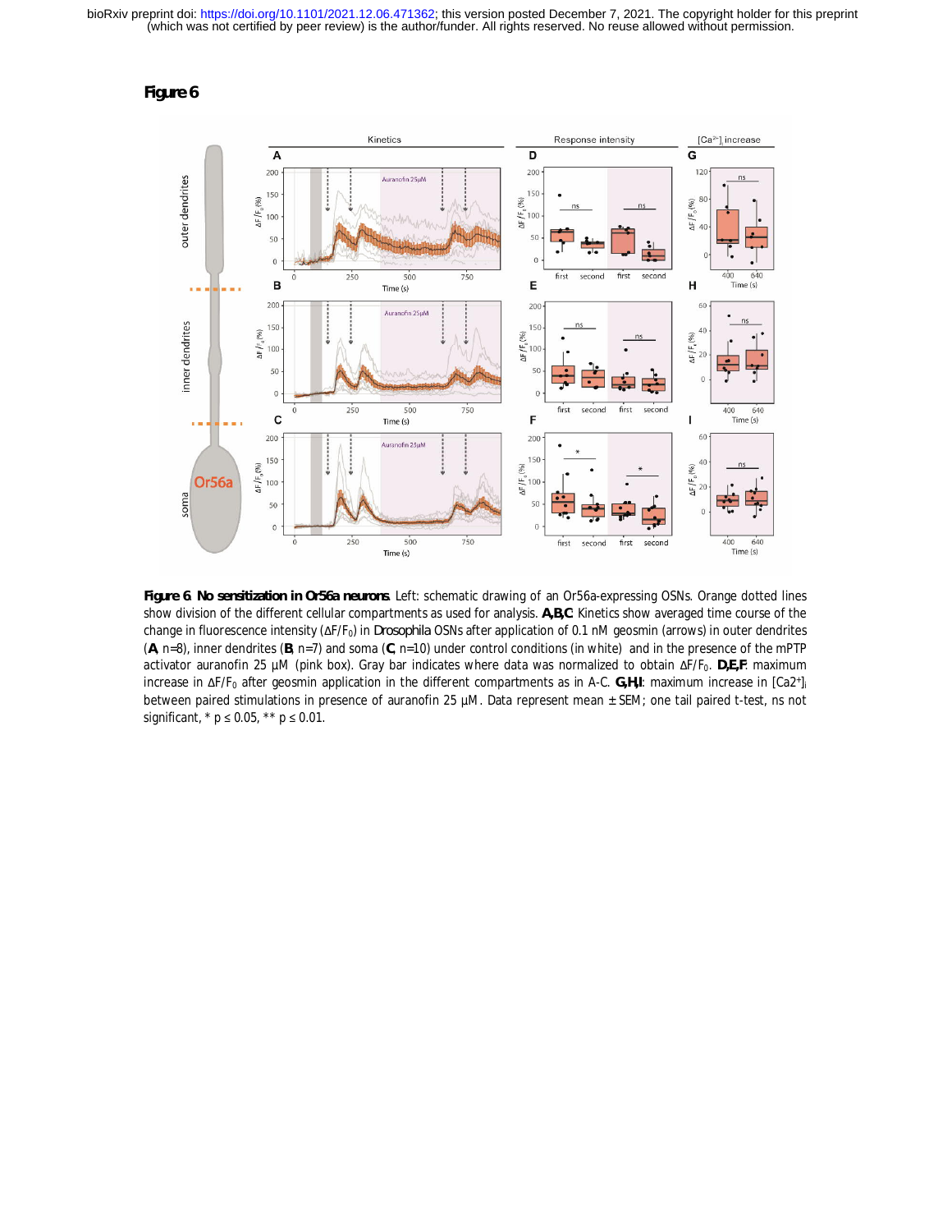# Figure 6

**Figure 6. No sensitization in Or56a neurons.** Left: schematic drawing of an Or56a-expressing OSNs. Orange dotted lines show division of the different cellular compartments as used for analysis. **A,B,C**: Kinetics show averaged time course of the change in fluorescence intensity ($\Delta F/F_0$) in *Drosophila* OSNs after application of 0.1 nM geosmin (arrows) in outer dendrites (**A**, n=8), inner dendrites (**B**, n=7) and soma (**C**, n=10) under control conditions (in white) and in the presence of the mPTP activator auranofin 25 µM (pink box). Gray bar indicates where data was normalized to obtain $\Delta F/F_0$. **D,E,F**: maximum increase in $\Delta F/F_0$ after geosmin application in the different compartments as in A-C. **G,H,I**: maximum increase in $[Ca2^+]_i$ between paired stimulations in presence of auranofin 25 µM. Data represent mean ± SEM; one tail paired t-test, ns not significant, * $p \leq 0.05$, ** $p \leq 0.01$.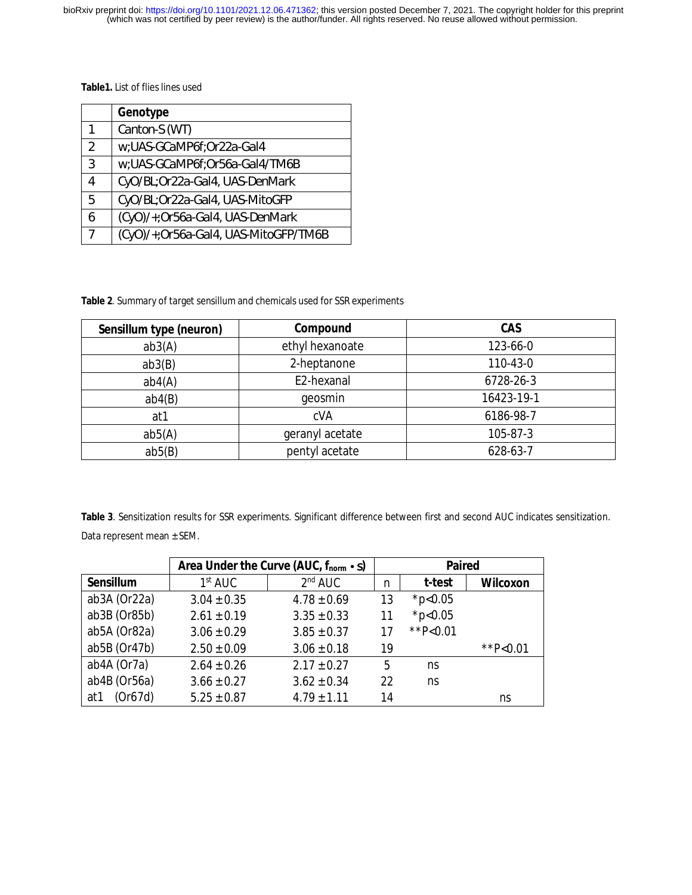**Table1.** List of flies lines used

| | Genotype |
|---|---|
| 1 | Canton-S (WT) |
| 2 | w;UAS-GCaMP6f;Or22a-Gal4 |
| 3 | w;UAS-GCaMP6f;Or56a-Gal4/TM6B |
| 4 | CyO/BL;Or22a-Gal4, UAS-DenMark |
| 5 | CyO/BL;Or22a-Gal4, UAS-MitoGFP |
| 6 | (CyO)/+;Or56a-Gal4, UAS-DenMark |
| 7 | (CyO)/+;Or56a-Gal4, UAS-MitoGFP/TM6B |

**Table 2**. Summary of target sensillum and chemicals used for SSR experiments

| Sensillum type (neuron) | Compound | CAS |
|---|---|---|
| ab3(A) | ethyl hexanoate | 123-66-0 |
| ab3(B) | 2-heptanone | 110-43-0 |
| ab4(A) | E2-hexanal | 6728-26-3 |
| ab4(B) | geosmin | 16423-19-1 |
| at1 | cVA | 6186-98-7 |
| ab5(A) | geranyl acetate | 105-87-3 |
| ab5(B) | pentyl acetate | 628-63-7 |

**Table 3**. Sensitization results for SSR experiments. Significant difference between first and second AUC indicates sensitization. Data represent mean ± SEM.

| | Area Under the Curve (AUC, $f_{norm} \cdot s$) | | Paired | | |
|---|---|---|---|---|---|
| Sensillum | 1st AUC | 2nd AUC | n | t-test | Wilcoxon |
| ab3A (Or22a) | 3.04 ± 0.35 | 4.78 ± 0.69 | 13 | *p<0.05 | |
| ab3B (Or85b) | 2.61 ± 0.19 | 3.35 ± 0.33 | 11 | *p<0.05 | |
| ab5A (Or82a) | 3.06 ± 0.29 | 3.85 ± 0.37 | 17 | **P<0.01 | |
| ab5B (Or47b) | 2.50 ± 0.09 | 3.06 ± 0.18 | 19 | | **P<0.01 |
| ab4A (Or7a) | 2.64 ± 0.26 | 2.17 ± 0.27 | 5 | ns | |
| ab4B (Or56a) | 3.66 ± 0.27 | 3.62 ± 0.34 | 22 | ns | |
| at1 (Or67d) | 5.25 ± 0.87 | 4.79 ± 1.11 | 14 | | ns |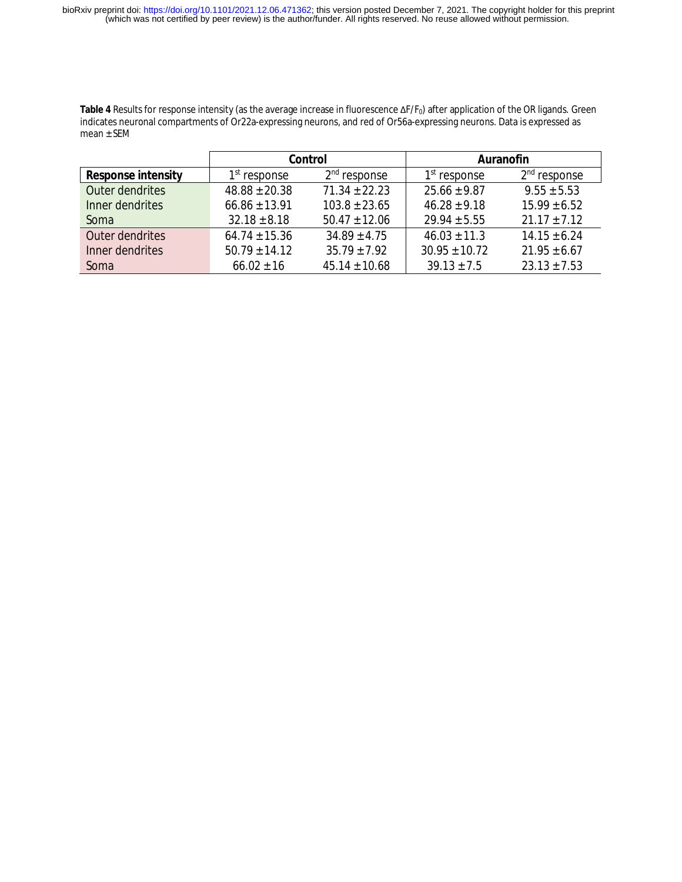**Table 4** Results for response intensity (as the average increase in fluorescence $\Delta F/F_0$) after application of the OR ligands. Green indicates neuronal compartments of Or22a-expressing neurons, and red of Or56a-expressing neurons. Data is expressed as mean ± SEM

| | Control | | Auranofin | |
|---|---|---|---|---|
| **Response intensity** | 1st response | 2nd response | 1st response | 2nd response |
| Outer dendrites | 48.88 ± 20.38 | 71.34 ± 22.23 | 25.66 ± 9.87 | 9.55 ± 5.53 |
| Inner dendrites | 66.86 ± 13.91 | 103.8 ± 23.65 | 46.28 ± 9.18 | 15.99 ± 6.52 |
| Soma | 32.18 ± 8.18 | 50.47 ± 12.06 | 29.94 ± 5.55 | 21.17 ± 7.12 |
| Outer dendrites | 64.74 ± 15.36 | 34.89 ± 4.75 | 46.03 ± 11.3 | 14.15 ± 6.24 |
| Inner dendrites | 50.79 ± 14.12 | 35.79 ± 7.92 | 30.95 ± 10.72 | 21.95 ± 6.67 |
| Soma | 66.02 ± 16 | 45.14 ± 10.68 | 39.13 ± 7.5 | 23.13 ± 7.53 |